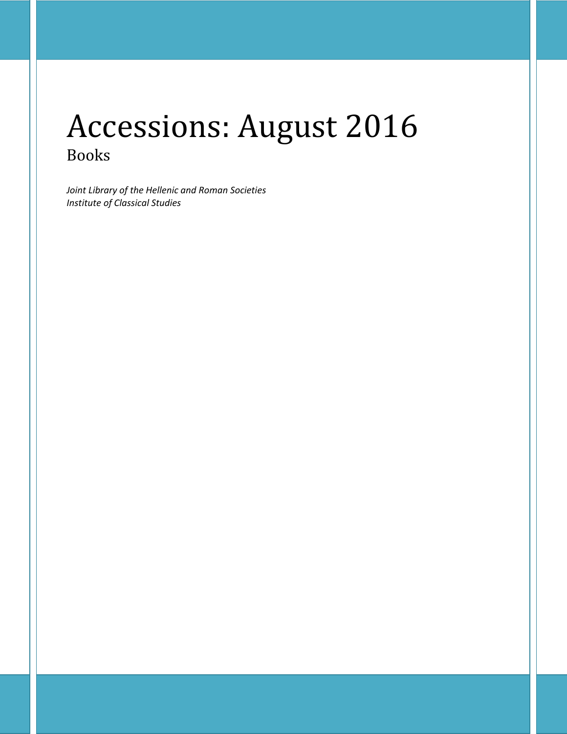# Accessions: August 2016

## Books

*Joint Library of the Hellenic and Roman Societies*
*Institute of Classical Studies*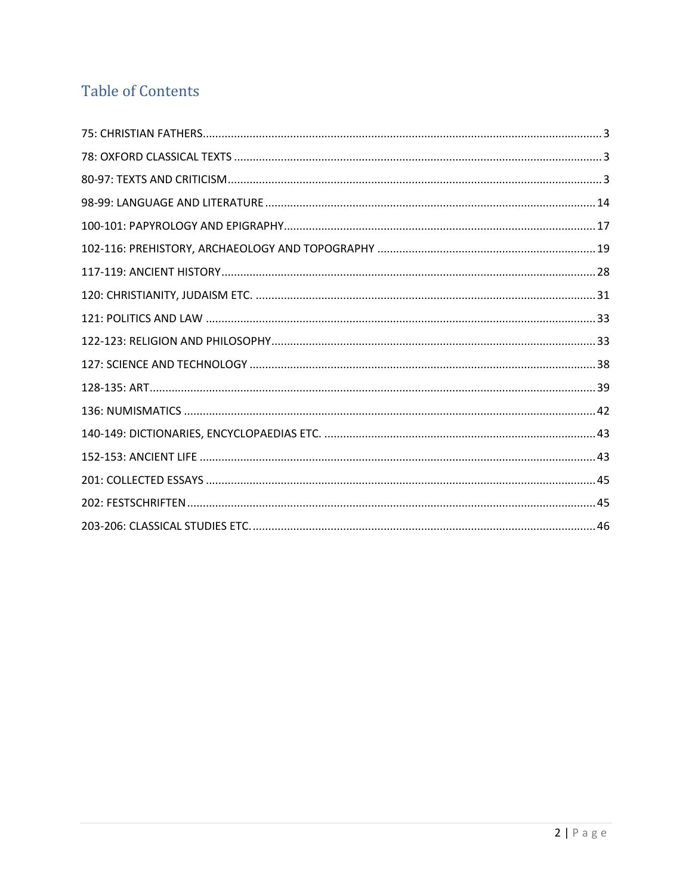## Table of Contents

75: CHRISTIAN FATHERS .......... 3

78: OXFORD CLASSICAL TEXTS .......... 3

80-97: TEXTS AND CRITICISM .......... 3

98-99: LANGUAGE AND LITERATURE .......... 14

100-101: PAPYROLOGY AND EPIGRAPHY .......... 17

102-116: PREHISTORY, ARCHAEOLOGY AND TOPOGRAPHY .......... 19

117-119: ANCIENT HISTORY .......... 28

120: CHRISTIANITY, JUDAISM ETC. .......... 31

121: POLITICS AND LAW .......... 33

122-123: RELIGION AND PHILOSOPHY .......... 33

127: SCIENCE AND TECHNOLOGY .......... 38

128-135: ART .......... 39

136: NUMISMATICS .......... 42

140-149: DICTIONARIES, ENCYCLOPAEDIAS ETC. .......... 43

152-153: ANCIENT LIFE .......... 43

201: COLLECTED ESSAYS .......... 45

202: FESTSCHRIFTEN .......... 45

203-206: CLASSICAL STUDIES ETC. .......... 46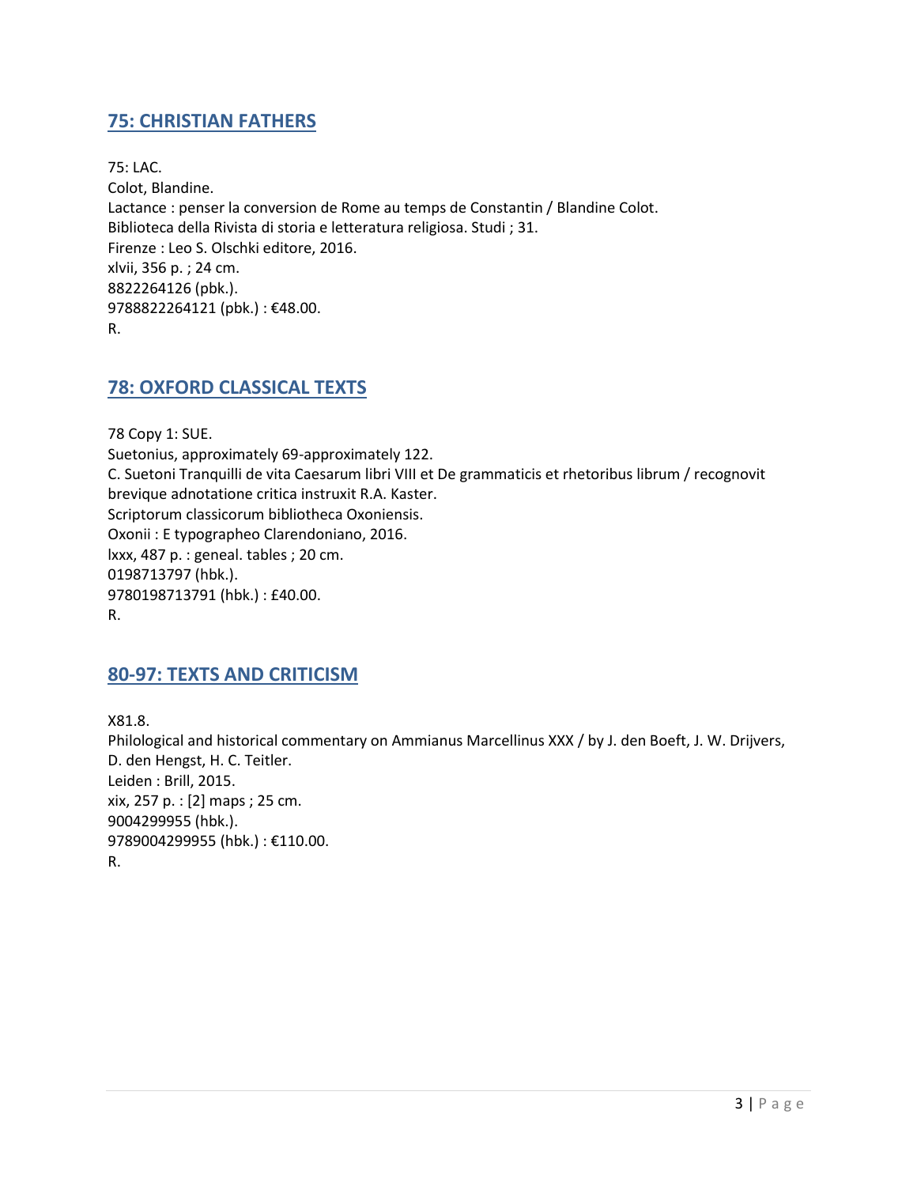## 75: CHRISTIAN FATHERS

75: LAC.
Colot, Blandine.
Lactance : penser la conversion de Rome au temps de Constantin / Blandine Colot.
Biblioteca della Rivista di storia e letteratura religiosa. Studi ; 31.
Firenze : Leo S. Olschki editore, 2016.
xlvii, 356 p. ; 24 cm.
8822264126 (pbk.).
9788822264121 (pbk.) : €48.00.
R.

## 78: OXFORD CLASSICAL TEXTS

78 Copy 1: SUE.
Suetonius, approximately 69-approximately 122.
C. Suetoni Tranquilli de vita Caesarum libri VIII et De grammaticis et rhetoribus librum / recognovit brevique adnotatione critica instruxit R.A. Kaster.
Scriptorum classicorum bibliotheca Oxoniensis.
Oxonii : E typographeo Clarendoniano, 2016.
lxxx, 487 p. : geneal. tables ; 20 cm.
0198713797 (hbk.).
9780198713791 (hbk.) : £40.00.
R.

## 80-97: TEXTS AND CRITICISM

X81.8.
Philological and historical commentary on Ammianus Marcellinus XXX / by J. den Boeft, J. W. Drijvers, D. den Hengst, H. C. Teitler.
Leiden : Brill, 2015.
xix, 257 p. : [2] maps ; 25 cm.
9004299955 (hbk.).
9789004299955 (hbk.) : €110.00.
R.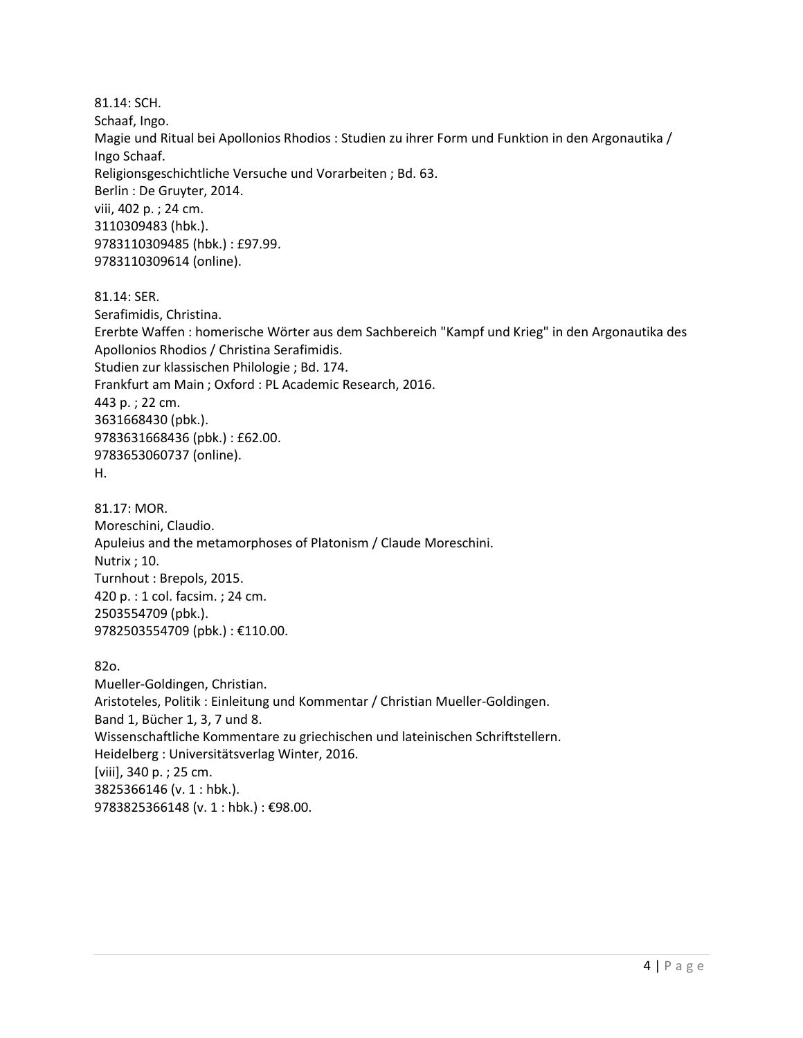81.14: SCH.
Schaaf, Ingo.
Magie und Ritual bei Apollonios Rhodios : Studien zu ihrer Form und Funktion in den Argonautika / Ingo Schaaf.
Religionsgeschichtliche Versuche und Vorarbeiten ; Bd. 63.
Berlin : De Gruyter, 2014.
viii, 402 p. ; 24 cm.
3110309483 (hbk.).
9783110309485 (hbk.) : £97.99.
9783110309614 (online).

81.14: SER.
Serafimidis, Christina.
Ererbte Waffen : homerische Wörter aus dem Sachbereich "Kampf und Krieg" in den Argonautika des Apollonios Rhodios / Christina Serafimidis.
Studien zur klassischen Philologie ; Bd. 174.
Frankfurt am Main ; Oxford : PL Academic Research, 2016.
443 p. ; 22 cm.
3631668430 (pbk.).
9783631668436 (pbk.) : £62.00.
9783653060737 (online).
H.

81.17: MOR.
Moreschini, Claudio.
Apuleius and the metamorphoses of Platonism / Claude Moreschini.
Nutrix ; 10.
Turnhout : Brepols, 2015.
420 p. : 1 col. facsim. ; 24 cm.
2503554709 (pbk.).
9782503554709 (pbk.) : €110.00.

82o.
Mueller-Goldingen, Christian.
Aristoteles, Politik : Einleitung und Kommentar / Christian Mueller-Goldingen.
Band 1, Bücher 1, 3, 7 und 8.
Wissenschaftliche Kommentare zu griechischen und lateinischen Schriftstellern.
Heidelberg : Universitätsverlag Winter, 2016.
[viii], 340 p. ; 25 cm.
3825366146 (v. 1 : hbk.).
9783825366148 (v. 1 : hbk.) : €98.00.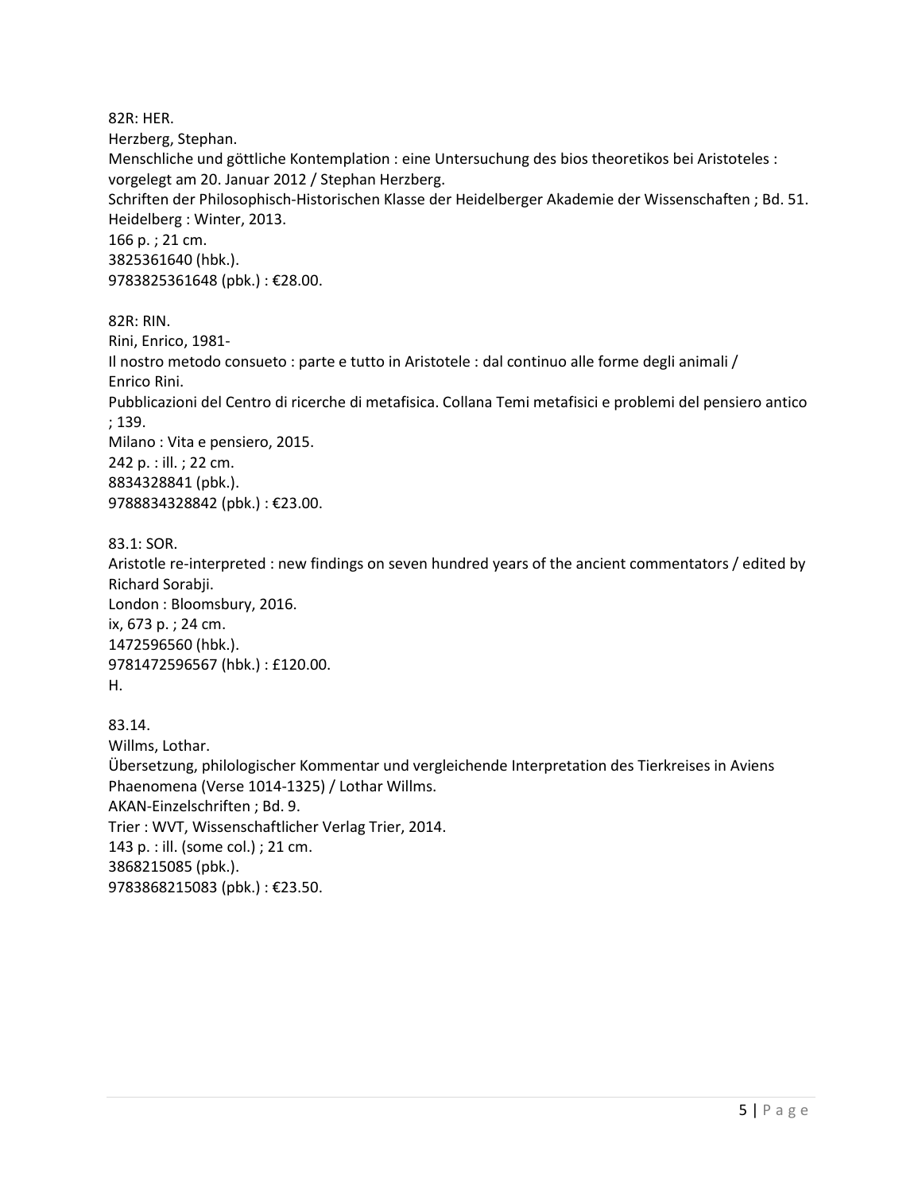82R: HER.
Herzberg, Stephan.
Menschliche und göttliche Kontemplation : eine Untersuchung des bios theoretikos bei Aristoteles : vorgelegt am 20. Januar 2012 / Stephan Herzberg.
Schriften der Philosophisch-Historischen Klasse der Heidelberger Akademie der Wissenschaften ; Bd. 51.
Heidelberg : Winter, 2013.
166 p. ; 21 cm.
3825361640 (hbk.).
9783825361648 (pbk.) : €28.00.

82R: RIN.
Rini, Enrico, 1981-
Il nostro metodo consueto : parte e tutto in Aristotele : dal continuo alle forme degli animali / Enrico Rini.
Pubblicazioni del Centro di ricerche di metafisica. Collana Temi metafisici e problemi del pensiero antico ; 139.
Milano : Vita e pensiero, 2015.
242 p. : ill. ; 22 cm.
8834328841 (pbk.).
9788834328842 (pbk.) : €23.00.

83.1: SOR.
Aristotle re-interpreted : new findings on seven hundred years of the ancient commentators / edited by Richard Sorabji.
London : Bloomsbury, 2016.
ix, 673 p. ; 24 cm.
1472596560 (hbk.).
9781472596567 (hbk.) : £120.00.
H.

83.14.
Willms, Lothar.
Übersetzung, philologischer Kommentar und vergleichende Interpretation des Tierkreises in Aviens Phaenomena (Verse 1014-1325) / Lothar Willms.
AKAN-Einzelschriften ; Bd. 9.
Trier : WVT, Wissenschaftlicher Verlag Trier, 2014.
143 p. : ill. (some col.) ; 21 cm.
3868215085 (pbk.).
9783868215083 (pbk.) : €23.50.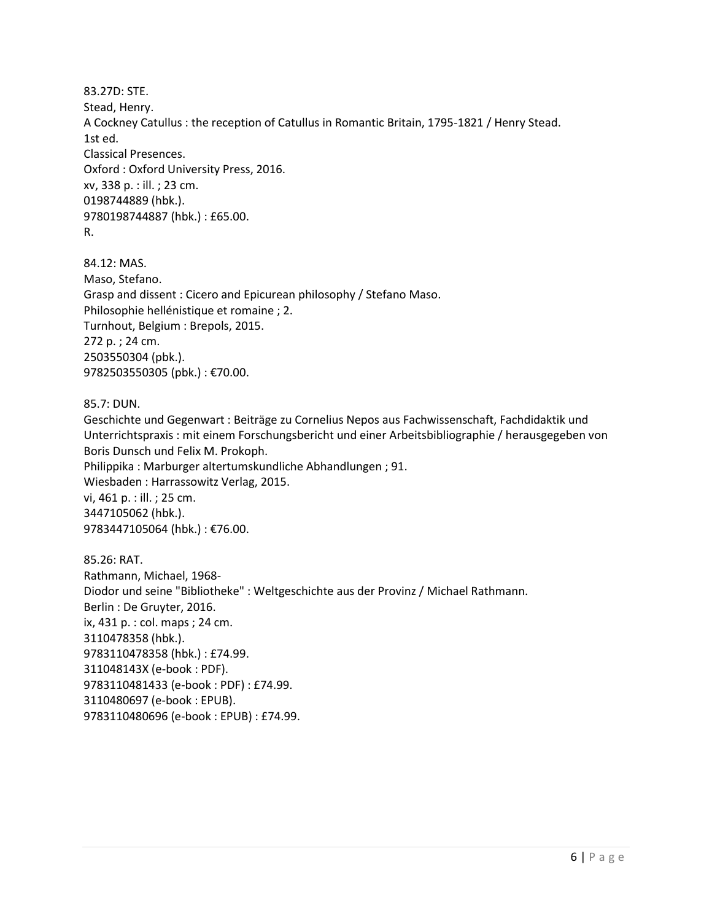83.27D: STE.
Stead, Henry.
A Cockney Catullus : the reception of Catullus in Romantic Britain, 1795-1821 / Henry Stead.
1st ed.
Classical Presences.
Oxford : Oxford University Press, 2016.
xv, 338 p. : ill. ; 23 cm.
0198744889 (hbk.).
9780198744887 (hbk.) : £65.00.
R.

84.12: MAS.
Maso, Stefano.
Grasp and dissent : Cicero and Epicurean philosophy / Stefano Maso.
Philosophie hellénistique et romaine ; 2.
Turnhout, Belgium : Brepols, 2015.
272 p. ; 24 cm.
2503550304 (pbk.).
9782503550305 (pbk.) : €70.00.

85.7: DUN.
Geschichte und Gegenwart : Beiträge zu Cornelius Nepos aus Fachwissenschaft, Fachdidaktik und Unterrichtspraxis : mit einem Forschungsbericht und einer Arbeitsbibliographie / herausgegeben von Boris Dunsch und Felix M. Prokoph.
Philippika : Marburger altertumskundliche Abhandlungen ; 91.
Wiesbaden : Harrassowitz Verlag, 2015.
vi, 461 p. : ill. ; 25 cm.
3447105062 (hbk.).
9783447105064 (hbk.) : €76.00.

85.26: RAT.
Rathmann, Michael, 1968-
Diodor und seine "Bibliotheke" : Weltgeschichte aus der Provinz / Michael Rathmann.
Berlin : De Gruyter, 2016.
ix, 431 p. : col. maps ; 24 cm.
3110478358 (hbk.).
9783110478358 (hbk.) : £74.99.
311048143X (e-book : PDF).
9783110481433 (e-book : PDF) : £74.99.
3110480697 (e-book : EPUB).
9783110480696 (e-book : EPUB) : £74.99.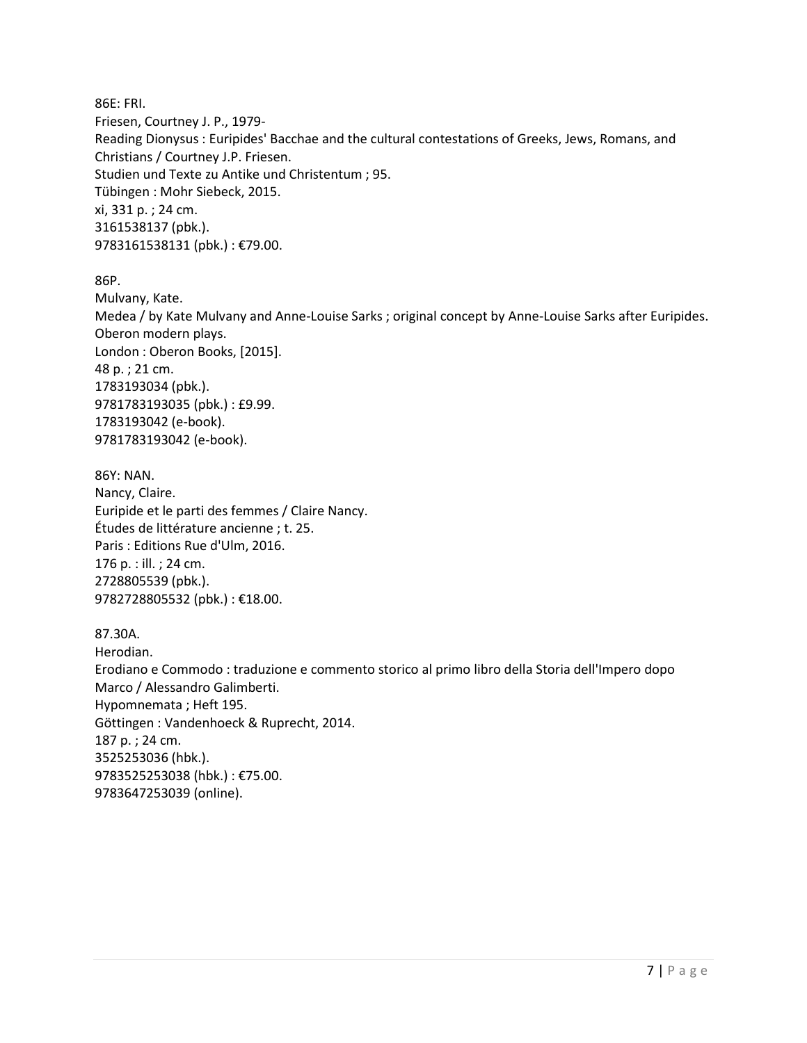86E: FRI.
Friesen, Courtney J. P., 1979-
Reading Dionysus : Euripides' Bacchae and the cultural contestations of Greeks, Jews, Romans, and Christians / Courtney J.P. Friesen.
Studien und Texte zu Antike und Christentum ; 95.
Tübingen : Mohr Siebeck, 2015.
xi, 331 p. ; 24 cm.
3161538137 (pbk.).
9783161538131 (pbk.) : €79.00.

86P.
Mulvany, Kate.
Medea / by Kate Mulvany and Anne-Louise Sarks ; original concept by Anne-Louise Sarks after Euripides.
Oberon modern plays.
London : Oberon Books, [2015].
48 p. ; 21 cm.
1783193034 (pbk.).
9781783193035 (pbk.) : £9.99.
1783193042 (e-book).
9781783193042 (e-book).

86Y: NAN.
Nancy, Claire.
Euripide et le parti des femmes / Claire Nancy.
Études de littérature ancienne ; t. 25.
Paris : Editions Rue d'Ulm, 2016.
176 p. : ill. ; 24 cm.
2728805539 (pbk.).
9782728805532 (pbk.) : €18.00.

87.30A.
Herodian.
Erodiano e Commodo : traduzione e commento storico al primo libro della Storia dell'Impero dopo Marco / Alessandro Galimberti.
Hypomnemata ; Heft 195.
Göttingen : Vandenhoeck & Ruprecht, 2014.
187 p. ; 24 cm.
3525253036 (hbk.).
9783525253038 (hbk.) : €75.00.
9783647253039 (online).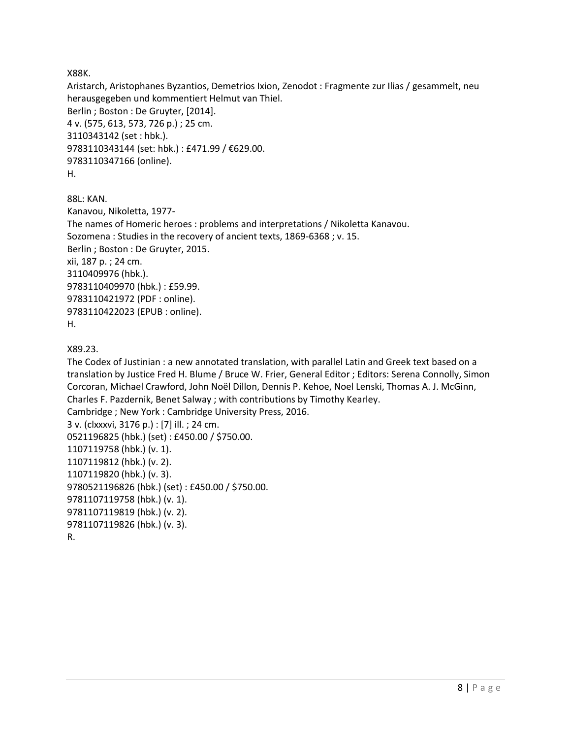X88K.
Aristarch, Aristophanes Byzantios, Demetrios Ixion, Zenodot : Fragmente zur Ilias / gesammelt, neu herausgegeben und kommentiert Helmut van Thiel.
Berlin ; Boston : De Gruyter, [2014].
4 v. (575, 613, 573, 726 p.) ; 25 cm.
3110343142 (set : hbk.).
9783110343144 (set: hbk.) : £471.99 / €629.00.
9783110347166 (online).
H.

88L: KAN.
Kanavou, Nikoletta, 1977-
The names of Homeric heroes : problems and interpretations / Nikoletta Kanavou.
Sozomena : Studies in the recovery of ancient texts, 1869-6368 ; v. 15.
Berlin ; Boston : De Gruyter, 2015.
xii, 187 p. ; 24 cm.
3110409976 (hbk.).
9783110409970 (hbk.) : £59.99.
9783110421972 (PDF : online).
9783110422023 (EPUB : online).
H.

X89.23.
The Codex of Justinian : a new annotated translation, with parallel Latin and Greek text based on a translation by Justice Fred H. Blume / Bruce W. Frier, General Editor ; Editors: Serena Connolly, Simon Corcoran, Michael Crawford, John Noël Dillon, Dennis P. Kehoe, Noel Lenski, Thomas A. J. McGinn, Charles F. Pazdernik, Benet Salway ; with contributions by Timothy Kearley.
Cambridge ; New York : Cambridge University Press, 2016.
3 v. (clxxxvi, 3176 p.) : [7] ill. ; 24 cm.
0521196825 (hbk.) (set) : £450.00 / $750.00.
1107119758 (hbk.) (v. 1).
1107119812 (hbk.) (v. 2).
1107119820 (hbk.) (v. 3).
9780521196826 (hbk.) (set) : £450.00 / $750.00.
9781107119758 (hbk.) (v. 1).
9781107119819 (hbk.) (v. 2).
9781107119826 (hbk.) (v. 3).
R.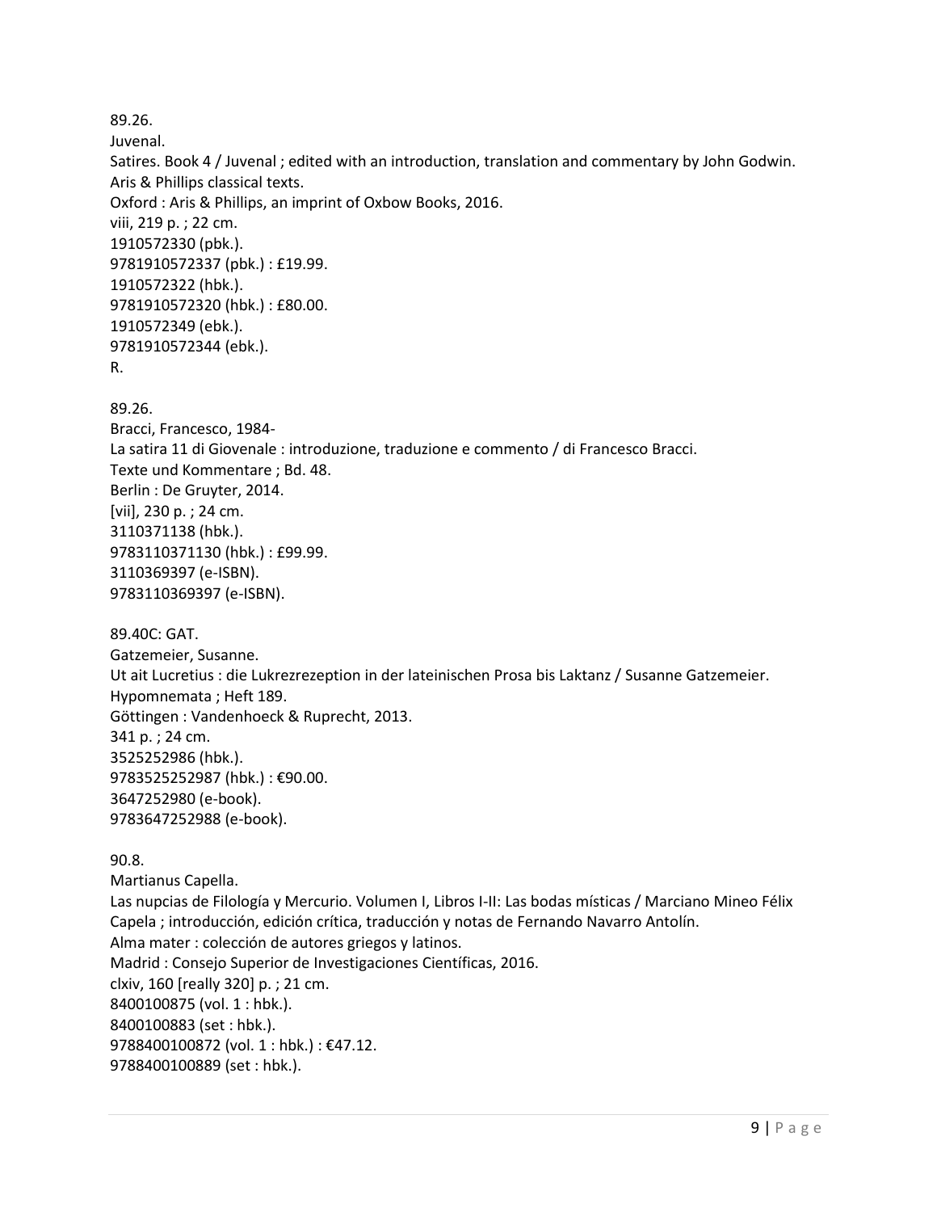89.26.
Juvenal.
Satires. Book 4 / Juvenal ; edited with an introduction, translation and commentary by John Godwin.
Aris & Phillips classical texts.
Oxford : Aris & Phillips, an imprint of Oxbow Books, 2016.
viii, 219 p. ; 22 cm.
1910572330 (pbk.).
9781910572337 (pbk.) : £19.99.
1910572322 (hbk.).
9781910572320 (hbk.) : £80.00.
1910572349 (ebk.).
9781910572344 (ebk.).
R.

89.26.
Bracci, Francesco, 1984-
La satira 11 di Giovenale : introduzione, traduzione e commento / di Francesco Bracci.
Texte und Kommentare ; Bd. 48.
Berlin : De Gruyter, 2014.
[vii], 230 p. ; 24 cm.
3110371138 (hbk.).
9783110371130 (hbk.) : £99.99.
3110369397 (e-ISBN).
9783110369397 (e-ISBN).

89.40C: GAT.
Gatzemeier, Susanne.
Ut ait Lucretius : die Lukrezrezeption in der lateinischen Prosa bis Laktanz / Susanne Gatzemeier.
Hypomnemata ; Heft 189.
Göttingen : Vandenhoeck & Ruprecht, 2013.
341 p. ; 24 cm.
3525252986 (hbk.).
9783525252987 (hbk.) : €90.00.
3647252980 (e-book).
9783647252988 (e-book).

90.8.
Martianus Capella.
Las nupcias de Filología y Mercurio. Volumen I, Libros I-II: Las bodas místicas / Marciano Mineo Félix Capela ; introducción, edición crítica, traducción y notas de Fernando Navarro Antolín.
Alma mater : colección de autores griegos y latinos.
Madrid : Consejo Superior de Investigaciones Científicas, 2016.
clxiv, 160 [really 320] p. ; 21 cm.
8400100875 (vol. 1 : hbk.).
8400100883 (set : hbk.).
9788400100872 (vol. 1 : hbk.) : €47.12.
9788400100889 (set : hbk.).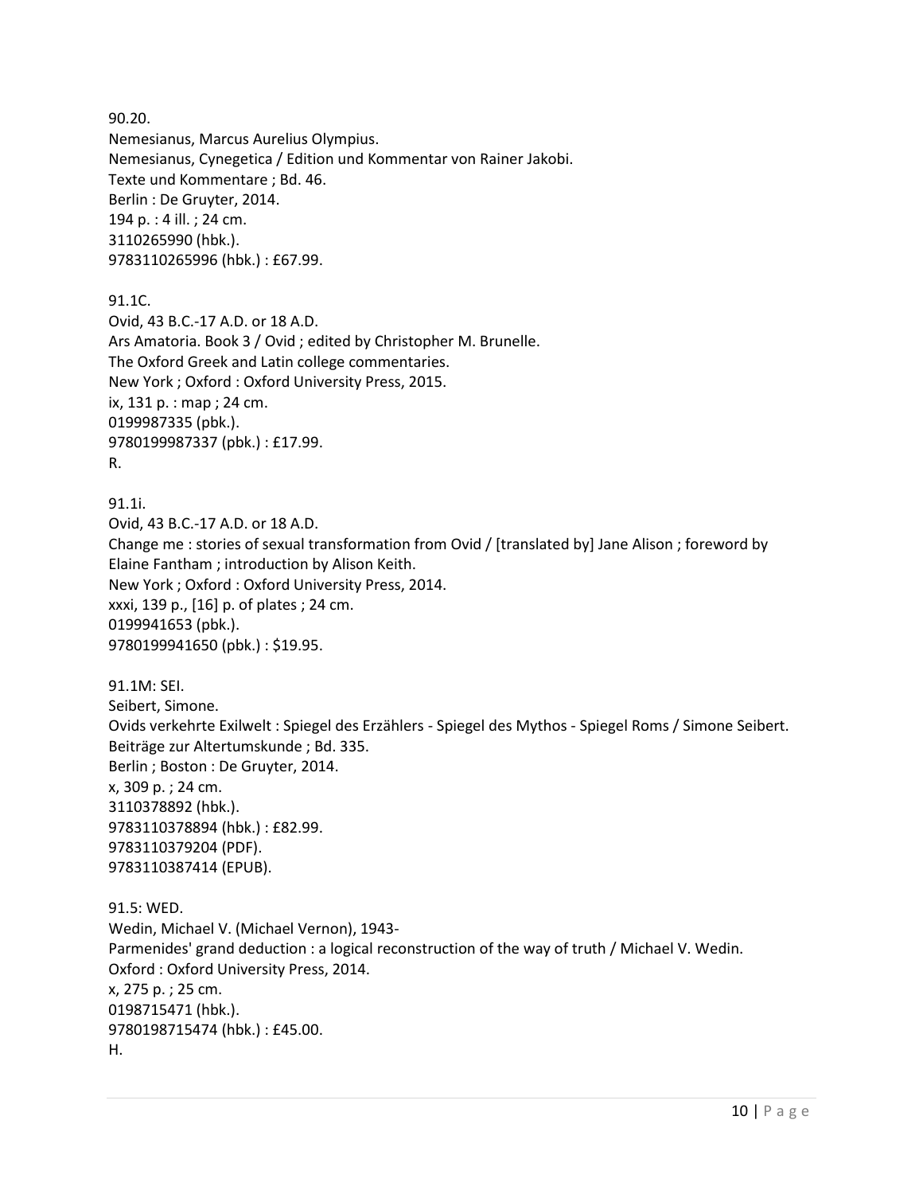90.20.
Nemesianus, Marcus Aurelius Olympius.
Nemesianus, Cynegetica / Edition und Kommentar von Rainer Jakobi.
Texte und Kommentare ; Bd. 46.
Berlin : De Gruyter, 2014.
194 p. : 4 ill. ; 24 cm.
3110265990 (hbk.).
9783110265996 (hbk.) : £67.99.

91.1C.
Ovid, 43 B.C.-17 A.D. or 18 A.D.
Ars Amatoria. Book 3 / Ovid ; edited by Christopher M. Brunelle.
The Oxford Greek and Latin college commentaries.
New York ; Oxford : Oxford University Press, 2015.
ix, 131 p. : map ; 24 cm.
0199987335 (pbk.).
9780199987337 (pbk.) : £17.99.
R.

91.1i.
Ovid, 43 B.C.-17 A.D. or 18 A.D.
Change me : stories of sexual transformation from Ovid / [translated by] Jane Alison ; foreword by Elaine Fantham ; introduction by Alison Keith.
New York ; Oxford : Oxford University Press, 2014.
xxxi, 139 p., [16] p. of plates ; 24 cm.
0199941653 (pbk.).
9780199941650 (pbk.) : $19.95.

91.1M: SEI.
Seibert, Simone.
Ovids verkehrte Exilwelt : Spiegel des Erzählers - Spiegel des Mythos - Spiegel Roms / Simone Seibert.
Beiträge zur Altertumskunde ; Bd. 335.
Berlin ; Boston : De Gruyter, 2014.
x, 309 p. ; 24 cm.
3110378892 (hbk.).
9783110378894 (hbk.) : £82.99.
9783110379204 (PDF).
9783110387414 (EPUB).

91.5: WED.
Wedin, Michael V. (Michael Vernon), 1943-
Parmenides' grand deduction : a logical reconstruction of the way of truth / Michael V. Wedin.
Oxford : Oxford University Press, 2014.
x, 275 p. ; 25 cm.
0198715471 (hbk.).
9780198715474 (hbk.) : £45.00.
H.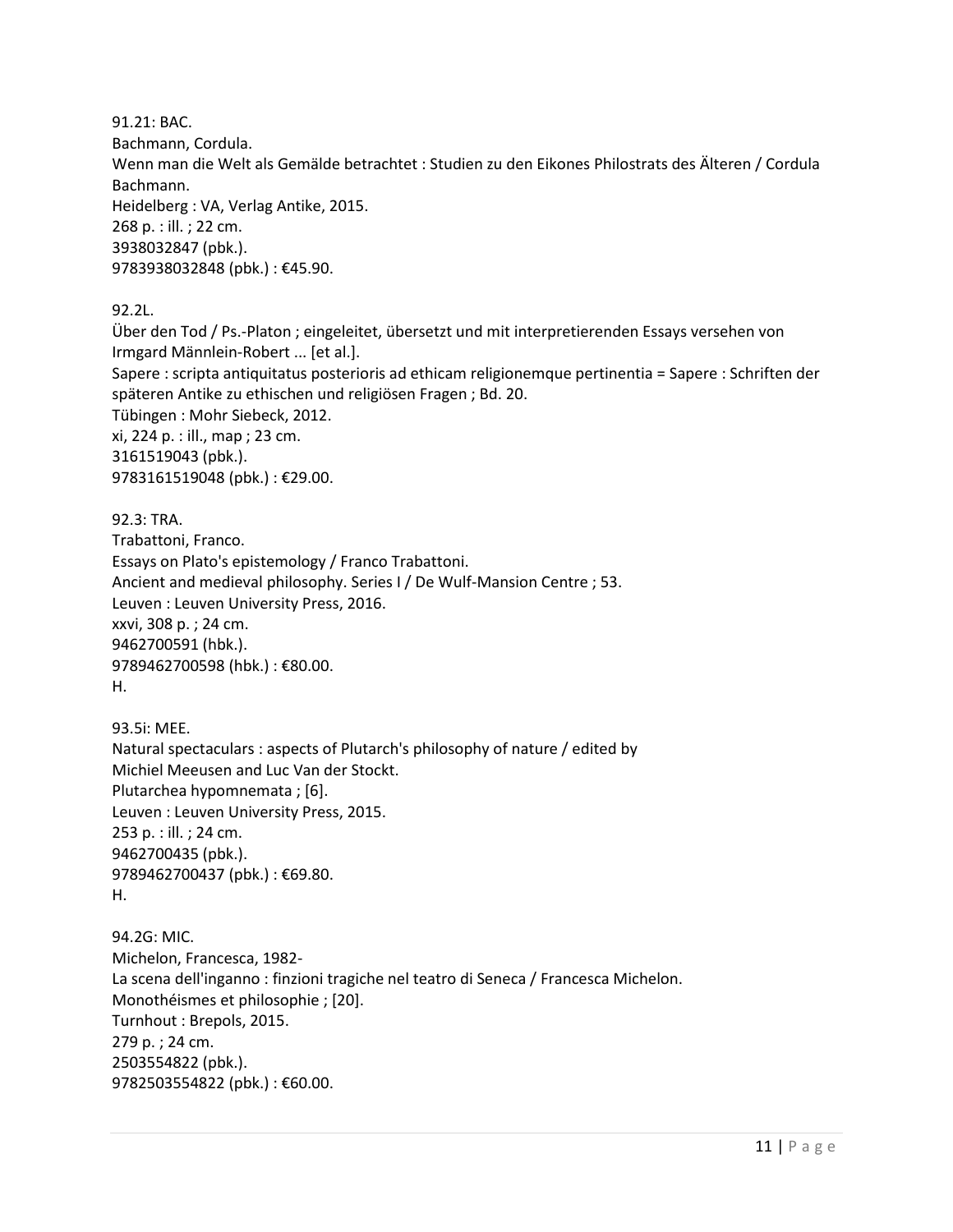91.21: BAC.
Bachmann, Cordula.
Wenn man die Welt als Gemälde betrachtet : Studien zu den Eikones Philostrats des Älteren / Cordula Bachmann.
Heidelberg : VA, Verlag Antike, 2015.
268 p. : ill. ; 22 cm.
3938032847 (pbk.).
9783938032848 (pbk.) : €45.90.

92.2L.
Über den Tod / Ps.-Platon ; eingeleitet, übersetzt und mit interpretierenden Essays versehen von Irmgard Männlein-Robert ... [et al.].
Sapere : scripta antiquitatus posterioris ad ethicam religionemque pertinentia = Sapere : Schriften der späteren Antike zu ethischen und religiösen Fragen ; Bd. 20.
Tübingen : Mohr Siebeck, 2012.
xi, 224 p. : ill., map ; 23 cm.
3161519043 (pbk.).
9783161519048 (pbk.) : €29.00.

92.3: TRA.
Trabattoni, Franco.
Essays on Plato's epistemology / Franco Trabattoni.
Ancient and medieval philosophy. Series I / De Wulf-Mansion Centre ; 53.
Leuven : Leuven University Press, 2016.
xxvi, 308 p. ; 24 cm.
9462700591 (hbk.).
9789462700598 (hbk.) : €80.00.
H.

93.5i: MEE.
Natural spectaculars : aspects of Plutarch's philosophy of nature / edited by
Michiel Meeusen and Luc Van der Stockt.
Plutarchea hypomnemata ; [6].
Leuven : Leuven University Press, 2015.
253 p. : ill. ; 24 cm.
9462700435 (pbk.).
9789462700437 (pbk.) : €69.80.
H.

94.2G: MIC.
Michelon, Francesca, 1982-
La scena dell'inganno : finzioni tragiche nel teatro di Seneca / Francesca Michelon.
Monothéismes et philosophie ; [20].
Turnhout : Brepols, 2015.
279 p. ; 24 cm.
2503554822 (pbk.).
9782503554822 (pbk.) : €60.00.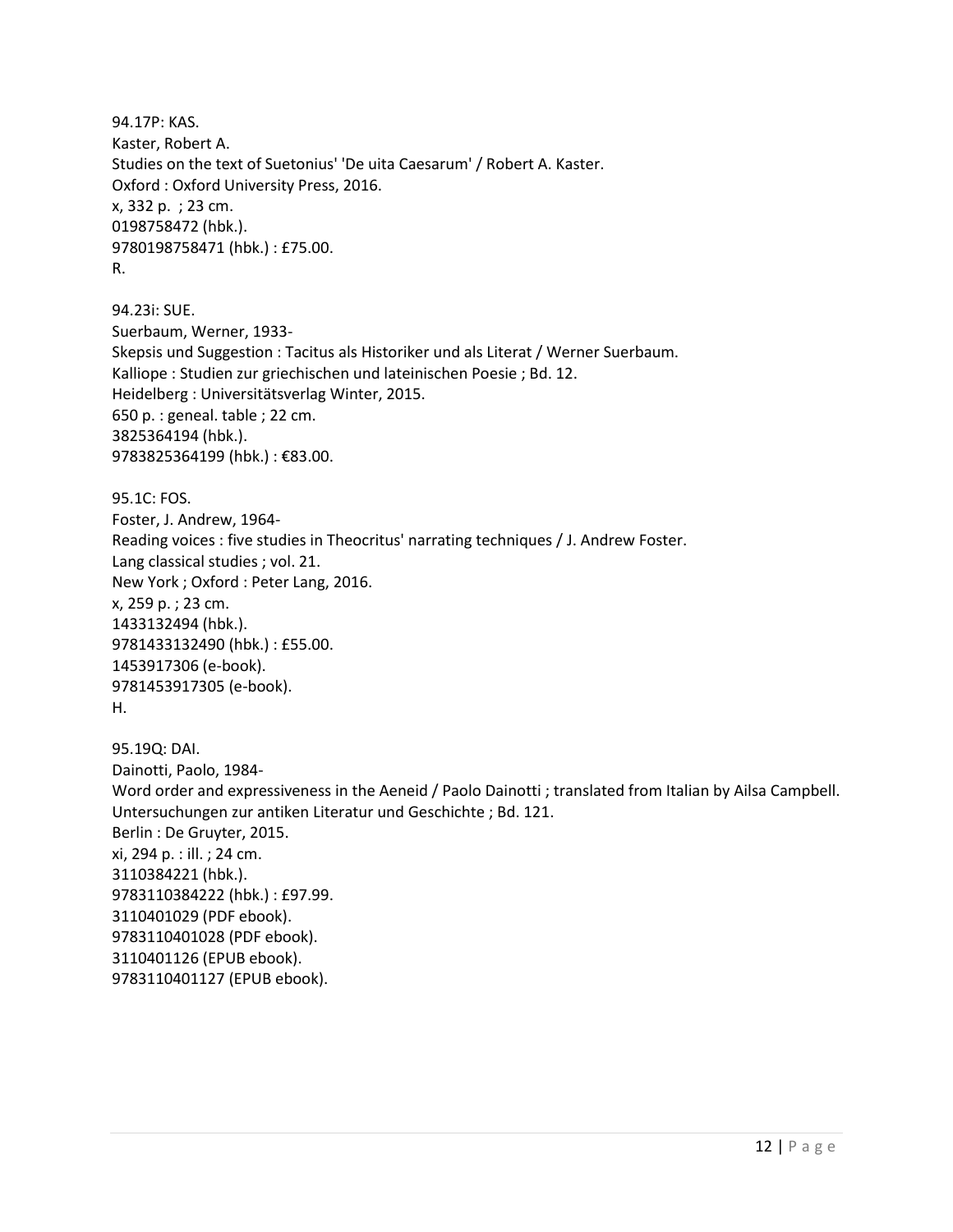94.17P: KAS.
Kaster, Robert A.
Studies on the text of Suetonius' 'De uita Caesarum' / Robert A. Kaster.
Oxford : Oxford University Press, 2016.
x, 332 p.  ; 23 cm.
0198758472 (hbk.).
9780198758471 (hbk.) : £75.00.
R.

94.23i: SUE.
Suerbaum, Werner, 1933-
Skepsis und Suggestion : Tacitus als Historiker und als Literat / Werner Suerbaum.
Kalliope : Studien zur griechischen und lateinischen Poesie ; Bd. 12.
Heidelberg : Universitätsverlag Winter, 2015.
650 p. : geneal. table ; 22 cm.
3825364194 (hbk.).
9783825364199 (hbk.) : €83.00.

95.1C: FOS.
Foster, J. Andrew, 1964-
Reading voices : five studies in Theocritus' narrating techniques / J. Andrew Foster.
Lang classical studies ; vol. 21.
New York ; Oxford : Peter Lang, 2016.
x, 259 p. ; 23 cm.
1433132494 (hbk.).
9781433132490 (hbk.) : £55.00.
1453917306 (e-book).
9781453917305 (e-book).
H.

95.19Q: DAI.
Dainotti, Paolo, 1984-
Word order and expressiveness in the Aeneid / Paolo Dainotti ; translated from Italian by Ailsa Campbell.
Untersuchungen zur antiken Literatur und Geschichte ; Bd. 121.
Berlin : De Gruyter, 2015.
xi, 294 p. : ill. ; 24 cm.
3110384221 (hbk.).
9783110384222 (hbk.) : £97.99.
3110401029 (PDF ebook).
9783110401028 (PDF ebook).
3110401126 (EPUB ebook).
9783110401127 (EPUB ebook).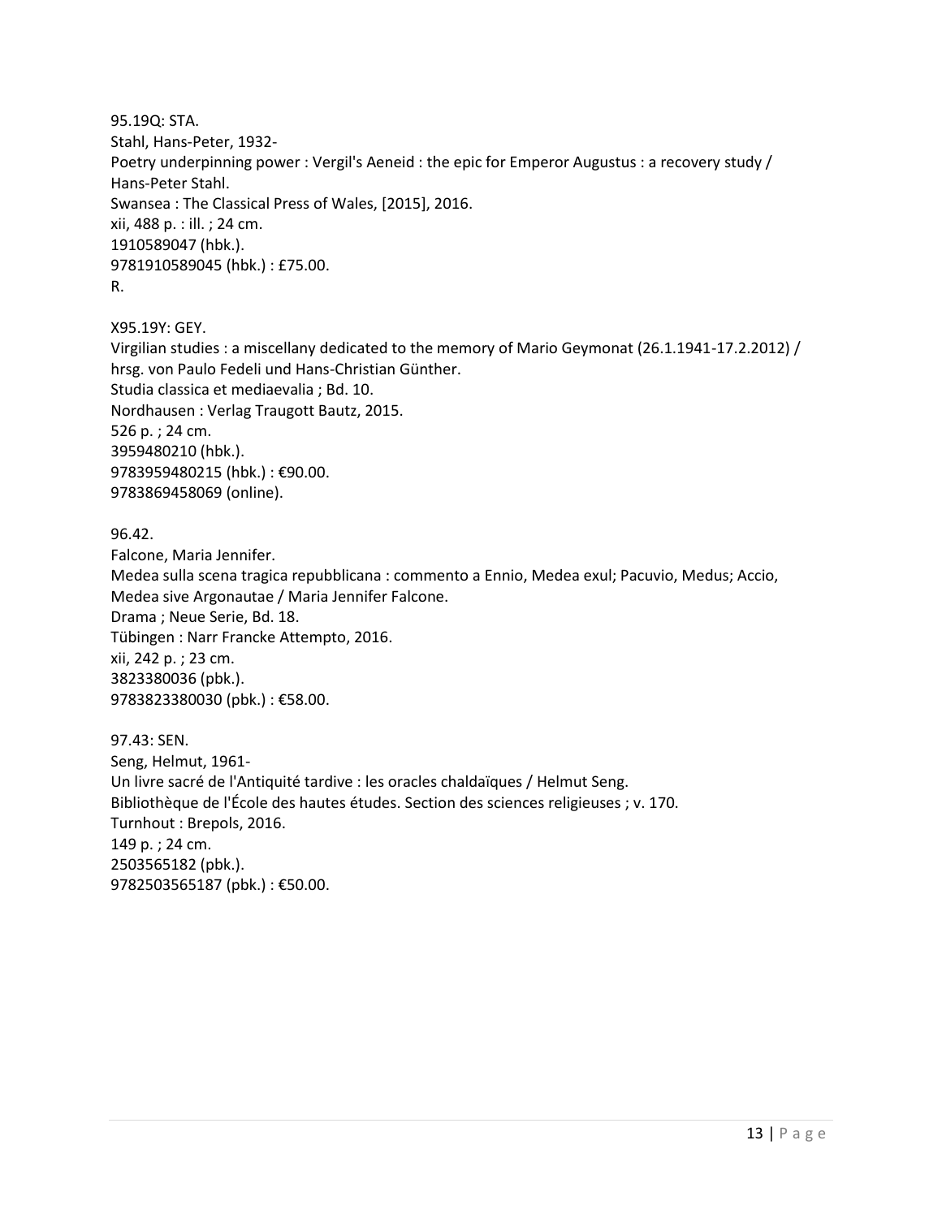95.19Q: STA.
Stahl, Hans-Peter, 1932-
Poetry underpinning power : Vergil's Aeneid : the epic for Emperor Augustus : a recovery study / Hans-Peter Stahl.
Swansea : The Classical Press of Wales, [2015], 2016.
xii, 488 p. : ill. ; 24 cm.
1910589047 (hbk.).
9781910589045 (hbk.) : £75.00.
R.

X95.19Y: GEY.
Virgilian studies : a miscellany dedicated to the memory of Mario Geymonat (26.1.1941-17.2.2012) / hrsg. von Paulo Fedeli und Hans-Christian Günther.
Studia classica et mediaevalia ; Bd. 10.
Nordhausen : Verlag Traugott Bautz, 2015.
526 p. ; 24 cm.
3959480210 (hbk.).
9783959480215 (hbk.) : €90.00.
9783869458069 (online).

96.42.
Falcone, Maria Jennifer.
Medea sulla scena tragica repubblicana : commento a Ennio, Medea exul; Pacuvio, Medus; Accio, Medea sive Argonautae / Maria Jennifer Falcone.
Drama ; Neue Serie, Bd. 18.
Tübingen : Narr Francke Attempto, 2016.
xii, 242 p. ; 23 cm.
3823380036 (pbk.).
9783823380030 (pbk.) : €58.00.

97.43: SEN.
Seng, Helmut, 1961-
Un livre sacré de l'Antiquité tardive : les oracles chaldaïques / Helmut Seng.
Bibliothèque de l'École des hautes études. Section des sciences religieuses ; v. 170.
Turnhout : Brepols, 2016.
149 p. ; 24 cm.
2503565182 (pbk.).
9782503565187 (pbk.) : €50.00.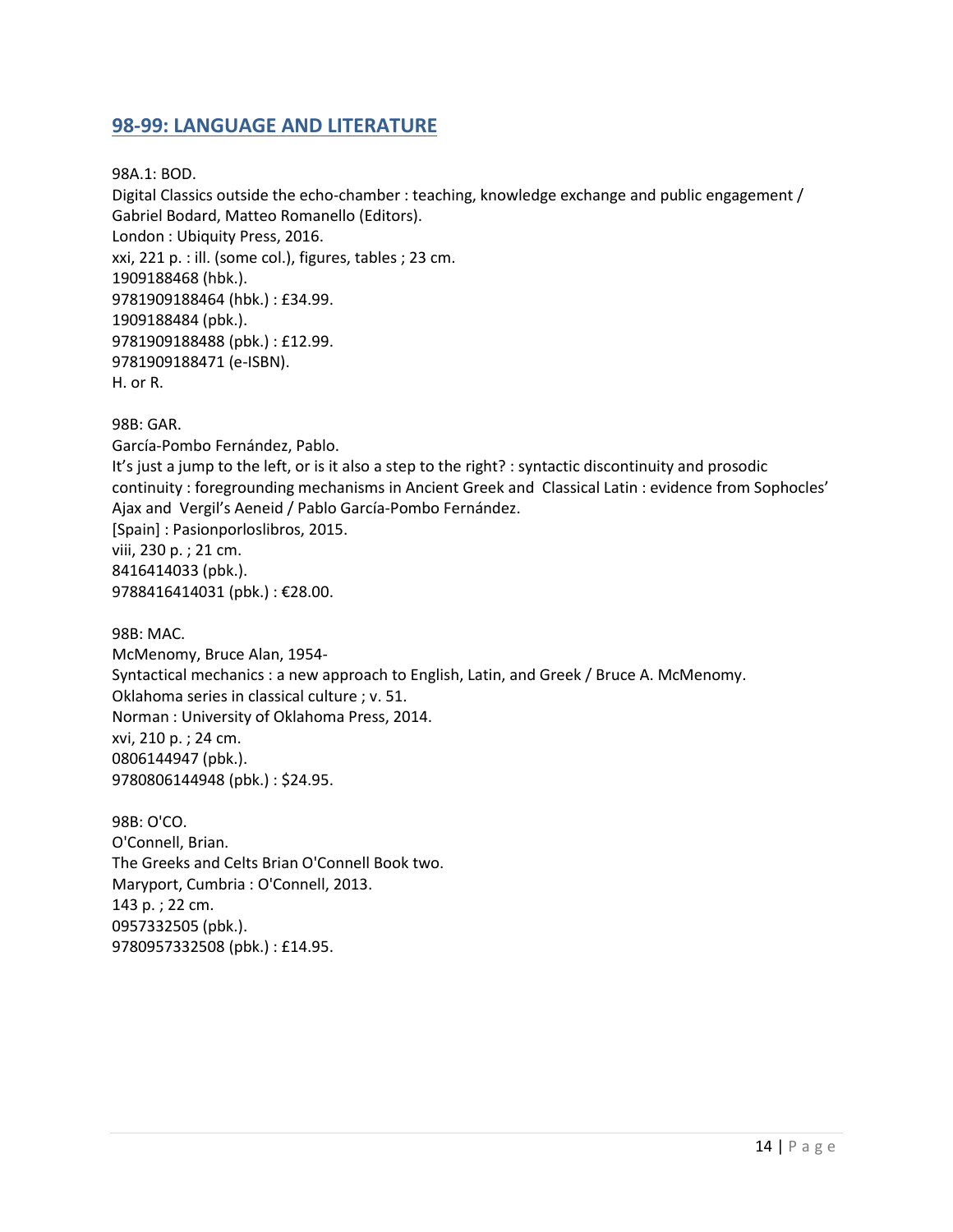## 98-99: LANGUAGE AND LITERATURE

98A.1: BOD.
Digital Classics outside the echo-chamber : teaching, knowledge exchange and public engagement / Gabriel Bodard, Matteo Romanello (Editors).
London : Ubiquity Press, 2016.
xxi, 221 p. : ill. (some col.), figures, tables ; 23 cm.
1909188468 (hbk.).
9781909188464 (hbk.) : £34.99.
1909188484 (pbk.).
9781909188488 (pbk.) : £12.99.
9781909188471 (e-ISBN).
H. or R.

98B: GAR.
García-Pombo Fernández, Pablo.
It's just a jump to the left, or is it also a step to the right? : syntactic discontinuity and prosodic continuity : foregrounding mechanisms in Ancient Greek and Classical Latin : evidence from Sophocles' Ajax and Vergil's Aeneid / Pablo García-Pombo Fernández.
[Spain] : Pasionporloslibros, 2015.
viii, 230 p. ; 21 cm.
8416414033 (pbk.).
9788416414031 (pbk.) : €28.00.

98B: MAC.
McMenomy, Bruce Alan, 1954-
Syntactical mechanics : a new approach to English, Latin, and Greek / Bruce A. McMenomy.
Oklahoma series in classical culture ; v. 51.
Norman : University of Oklahoma Press, 2014.
xvi, 210 p. ; 24 cm.
0806144947 (pbk.).
9780806144948 (pbk.) : $24.95.

98B: O'CO.
O'Connell, Brian.
The Greeks and Celts Brian O'Connell Book two.
Maryport, Cumbria : O'Connell, 2013.
143 p. ; 22 cm.
0957332505 (pbk.).
9780957332508 (pbk.) : £14.95.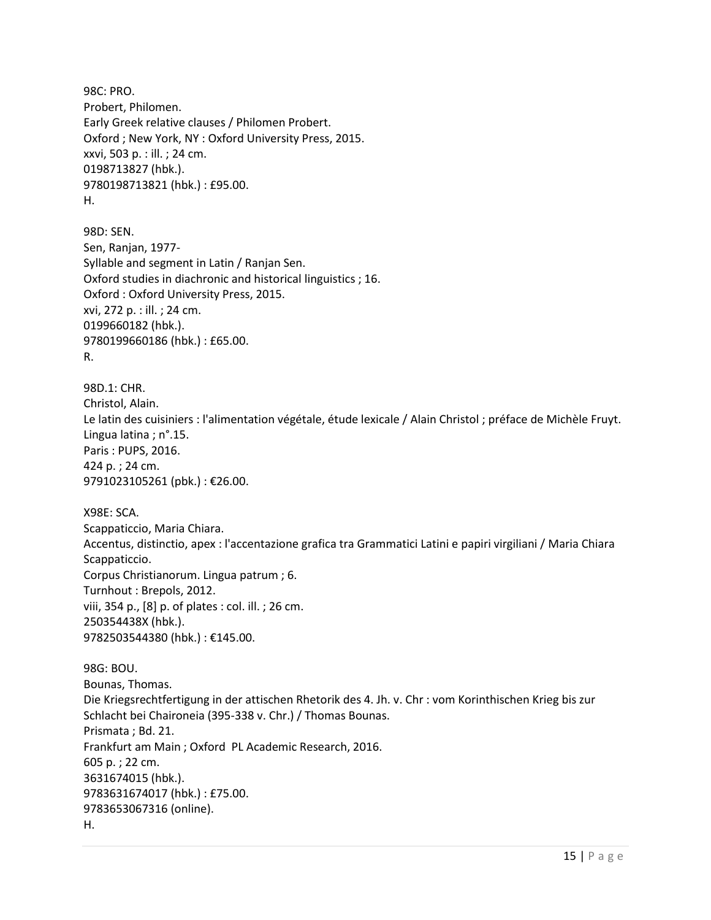98C: PRO.
Probert, Philomen.
Early Greek relative clauses / Philomen Probert.
Oxford ; New York, NY : Oxford University Press, 2015.
xxvi, 503 p. : ill. ; 24 cm.
0198713827 (hbk.).
9780198713821 (hbk.) : £95.00.
H.

98D: SEN.
Sen, Ranjan, 1977-
Syllable and segment in Latin / Ranjan Sen.
Oxford studies in diachronic and historical linguistics ; 16.
Oxford : Oxford University Press, 2015.
xvi, 272 p. : ill. ; 24 cm.
0199660182 (hbk.).
9780199660186 (hbk.) : £65.00.
R.

98D.1: CHR.
Christol, Alain.
Le latin des cuisiniers : l'alimentation végétale, étude lexicale / Alain Christol ; préface de Michèle Fruyt.
Lingua latina ; n°.15.
Paris : PUPS, 2016.
424 p. ; 24 cm.
9791023105261 (pbk.) : €26.00.

X98E: SCA.
Scappaticcio, Maria Chiara.
Accentus, distinctio, apex : l'accentazione grafica tra Grammatici Latini e papiri virgiliani / Maria Chiara Scappaticcio.
Corpus Christianorum. Lingua patrum ; 6.
Turnhout : Brepols, 2012.
viii, 354 p., [8] p. of plates : col. ill. ; 26 cm.
250354438X (hbk.).
9782503544380 (hbk.) : €145.00.

98G: BOU.
Bounas, Thomas.
Die Kriegsrechtfertigung in der attischen Rhetorik des 4. Jh. v. Chr : vom Korinthischen Krieg bis zur Schlacht bei Chaironeia (395-338 v. Chr.) / Thomas Bounas.
Prismata ; Bd. 21.
Frankfurt am Main ; Oxford PL Academic Research, 2016.
605 p. ; 22 cm.
3631674015 (hbk.).
9783631674017 (hbk.) : £75.00.
9783653067316 (online).
H.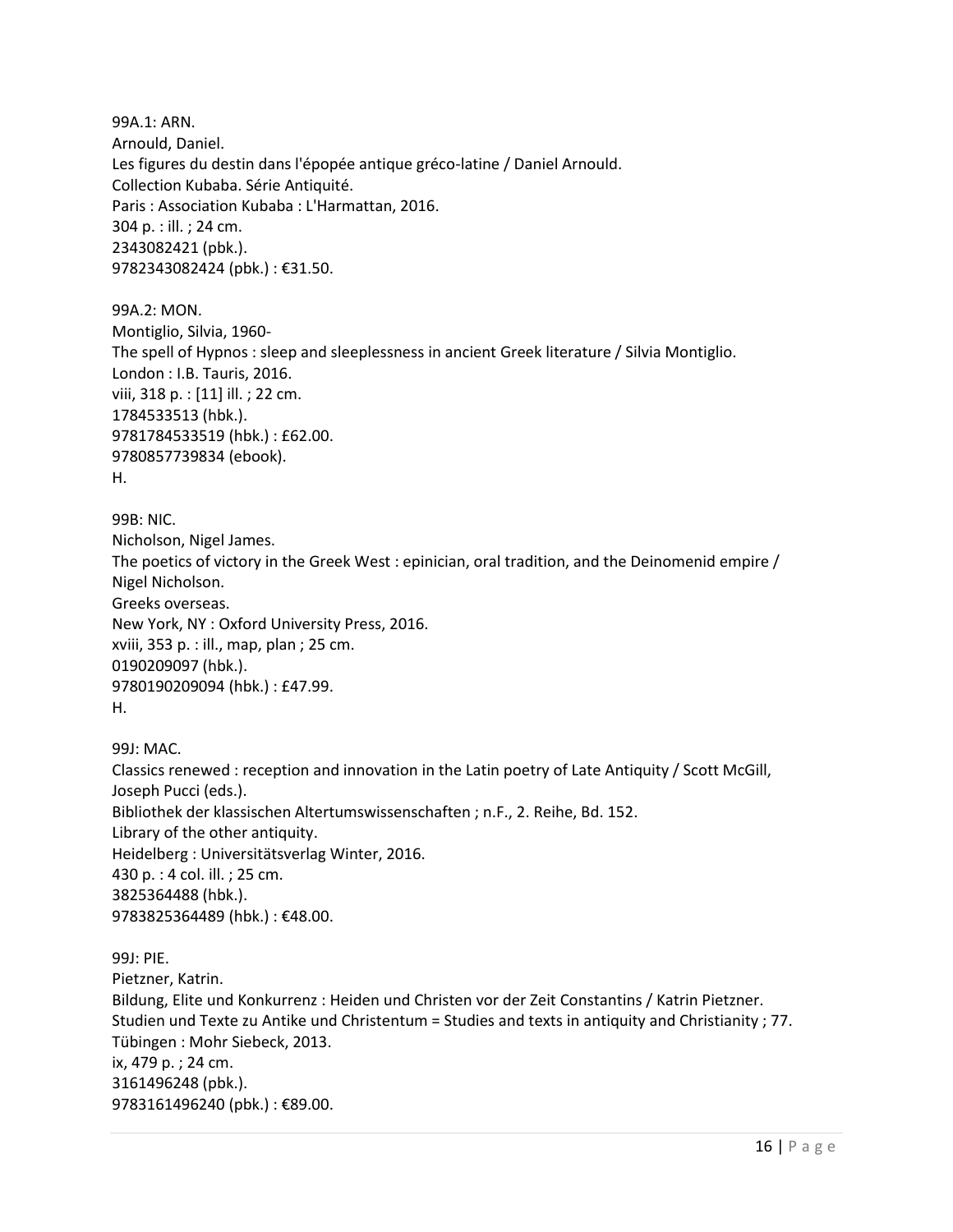99A.1: ARN.
Arnould, Daniel.
Les figures du destin dans l'épopée antique gréco-latine / Daniel Arnould.
Collection Kubaba. Série Antiquité.
Paris : Association Kubaba : L'Harmattan, 2016.
304 p. : ill. ; 24 cm.
2343082421 (pbk.).
9782343082424 (pbk.) : €31.50.

99A.2: MON.
Montiglio, Silvia, 1960-
The spell of Hypnos : sleep and sleeplessness in ancient Greek literature / Silvia Montiglio.
London : I.B. Tauris, 2016.
viii, 318 p. : [11] ill. ; 22 cm.
1784533513 (hbk.).
9781784533519 (hbk.) : £62.00.
9780857739834 (ebook).
H.

99B: NIC.
Nicholson, Nigel James.
The poetics of victory in the Greek West : epinician, oral tradition, and the Deinomenid empire / Nigel Nicholson.
Greeks overseas.
New York, NY : Oxford University Press, 2016.
xviii, 353 p. : ill., map, plan ; 25 cm.
0190209097 (hbk.).
9780190209094 (hbk.) : £47.99.
H.

99J: MAC.
Classics renewed : reception and innovation in the Latin poetry of Late Antiquity / Scott McGill, Joseph Pucci (eds.).
Bibliothek der klassischen Altertumswissenschaften ; n.F., 2. Reihe, Bd. 152.
Library of the other antiquity.
Heidelberg : Universitätsverlag Winter, 2016.
430 p. : 4 col. ill. ; 25 cm.
3825364488 (hbk.).
9783825364489 (hbk.) : €48.00.

99J: PIE.
Pietzner, Katrin.
Bildung, Elite und Konkurrenz : Heiden und Christen vor der Zeit Constantins / Katrin Pietzner.
Studien und Texte zu Antike und Christentum = Studies and texts in antiquity and Christianity ; 77.
Tübingen : Mohr Siebeck, 2013.
ix, 479 p. ; 24 cm.
3161496248 (pbk.).
9783161496240 (pbk.) : €89.00.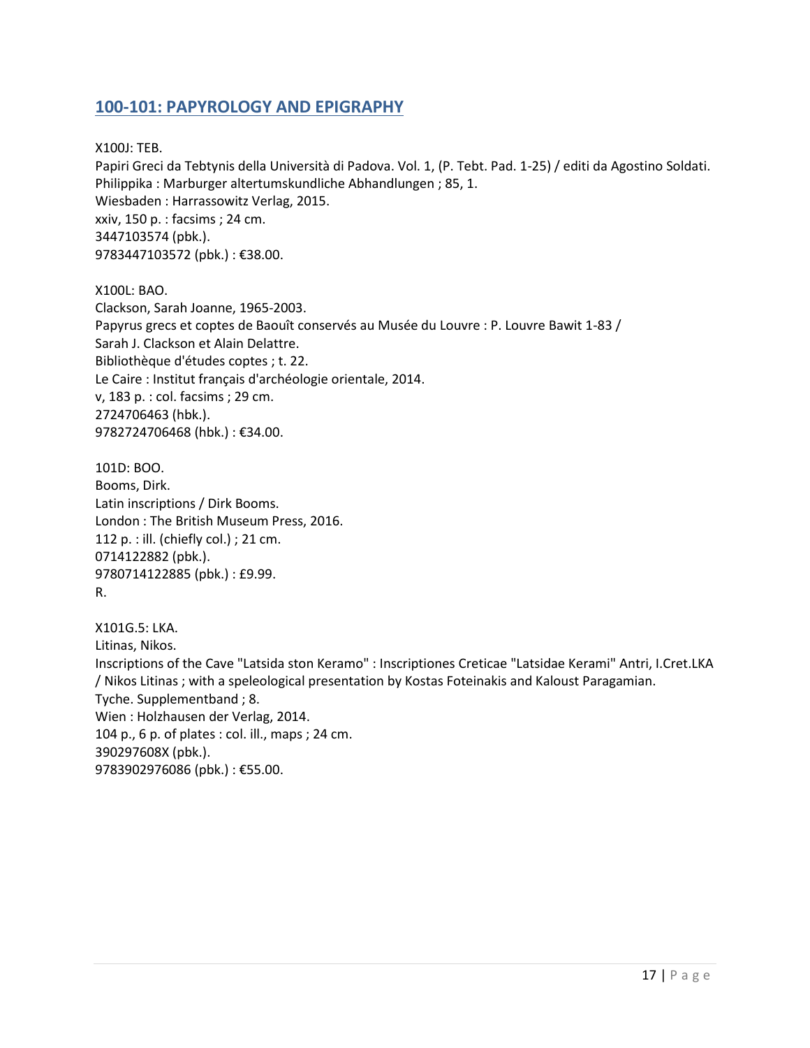## 100-101: PAPYROLOGY AND EPIGRAPHY

X100J: TEB.
Papiri Greci da Tebtynis della Università di Padova. Vol. 1, (P. Tebt. Pad. 1-25) / editi da Agostino Soldati.
Philippika : Marburger altertumskundliche Abhandlungen ; 85, 1.
Wiesbaden : Harrassowitz Verlag, 2015.
xxiv, 150 p. : facsims ; 24 cm.
3447103574 (pbk.).
9783447103572 (pbk.) : €38.00.

X100L: BAO.
Clackson, Sarah Joanne, 1965-2003.
Papyrus grecs et coptes de Baouît conservés au Musée du Louvre : P. Louvre Bawit 1-83 /
Sarah J. Clackson et Alain Delattre.
Bibliothèque d'études coptes ; t. 22.
Le Caire : Institut français d'archéologie orientale, 2014.
v, 183 p. : col. facsims ; 29 cm.
2724706463 (hbk.).
9782724706468 (hbk.) : €34.00.

101D: BOO.
Booms, Dirk.
Latin inscriptions / Dirk Booms.
London : The British Museum Press, 2016.
112 p. : ill. (chiefly col.) ; 21 cm.
0714122882 (pbk.).
9780714122885 (pbk.) : £9.99.
R.

X101G.5: LKA.
Litinas, Nikos.
Inscriptions of the Cave "Latsida ston Keramo" : Inscriptiones Creticae "Latsidae Kerami" Antri, I.Cret.LKA / Nikos Litinas ; with a speleological presentation by Kostas Foteinakis and Kaloust Paragamian.
Tyche. Supplementband ; 8.
Wien : Holzhausen der Verlag, 2014.
104 p., 6 p. of plates : col. ill., maps ; 24 cm.
390297608X (pbk.).
9783902976086 (pbk.) : €55.00.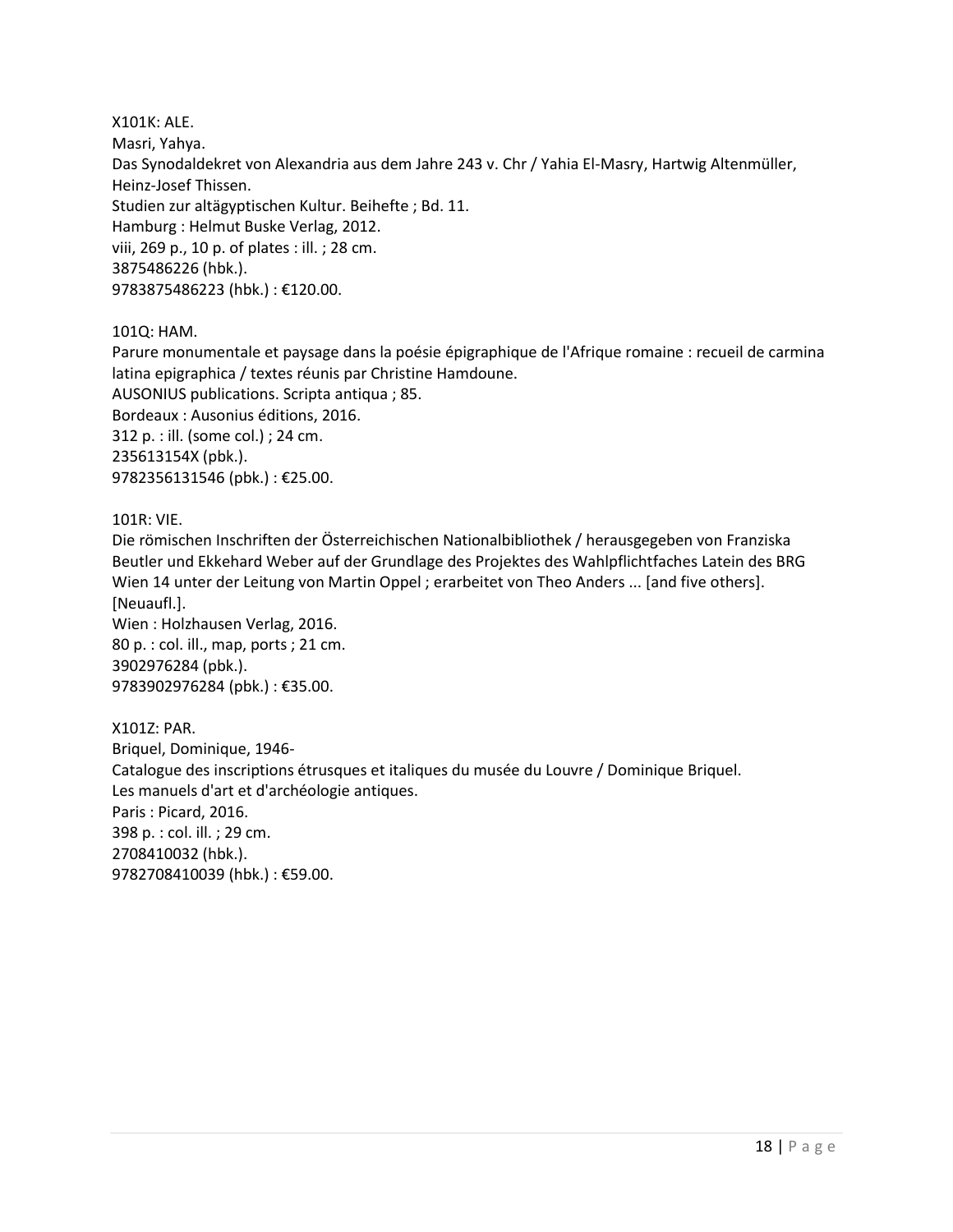X101K: ALE.
Masri, Yahya.
Das Synodaldekret von Alexandria aus dem Jahre 243 v. Chr / Yahia El-Masry, Hartwig Altenmüller, Heinz-Josef Thissen.
Studien zur altägyptischen Kultur. Beihefte ; Bd. 11.
Hamburg : Helmut Buske Verlag, 2012.
viii, 269 p., 10 p. of plates : ill. ; 28 cm.
3875486226 (hbk.).
9783875486223 (hbk.) : €120.00.

101Q: HAM.
Parure monumentale et paysage dans la poésie épigraphique de l'Afrique romaine : recueil de carmina latina epigraphica / textes réunis par Christine Hamdoune.
AUSONIUS publications. Scripta antiqua ; 85.
Bordeaux : Ausonius éditions, 2016.
312 p. : ill. (some col.) ; 24 cm.
235613154X (pbk.).
9782356131546 (pbk.) : €25.00.

101R: VIE.
Die römischen Inschriften der Österreichischen Nationalbibliothek / herausgegeben von Franziska Beutler und Ekkehard Weber auf der Grundlage des Projektes des Wahlpflichtfaches Latein des BRG Wien 14 unter der Leitung von Martin Oppel ; erarbeitet von Theo Anders ... [and five others].
[Neuaufl.].
Wien : Holzhausen Verlag, 2016.
80 p. : col. ill., map, ports ; 21 cm.
3902976284 (pbk.).
9783902976284 (pbk.) : €35.00.

X101Z: PAR.
Briquel, Dominique, 1946-
Catalogue des inscriptions étrusques et italiques du musée du Louvre / Dominique Briquel.
Les manuels d'art et d'archéologie antiques.
Paris : Picard, 2016.
398 p. : col. ill. ; 29 cm.
2708410032 (hbk.).
9782708410039 (hbk.) : €59.00.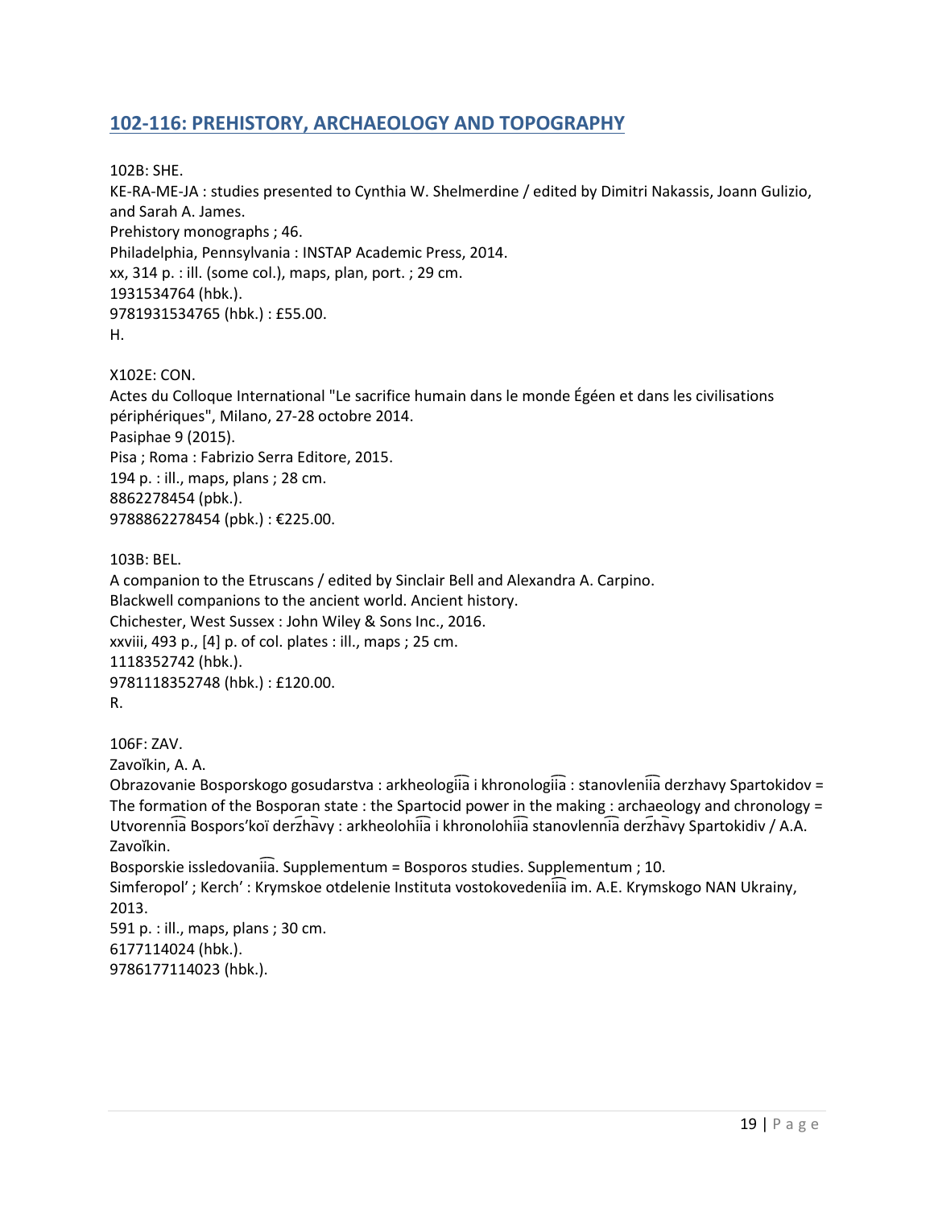## 102-116: PREHISTORY, ARCHAEOLOGY AND TOPOGRAPHY

102B: SHE.
KE-RA-ME-JA : studies presented to Cynthia W. Shelmerdine / edited by Dimitri Nakassis, Joann Gulizio, and Sarah A. James.
Prehistory monographs ; 46.
Philadelphia, Pennsylvania : INSTAP Academic Press, 2014.
xx, 314 p. : ill. (some col.), maps, plan, port. ; 29 cm.
1931534764 (hbk.).
9781931534765 (hbk.) : £55.00.
H.

X102E: CON.
Actes du Colloque International "Le sacrifice humain dans le monde Égéen et dans les civilisations périphériques", Milano, 27-28 octobre 2014.
Pasiphae 9 (2015).
Pisa ; Roma : Fabrizio Serra Editore, 2015.
194 p. : ill., maps, plans ; 28 cm.
8862278454 (pbk.).
9788862278454 (pbk.) : €225.00.

103B: BEL.
A companion to the Etruscans / edited by Sinclair Bell and Alexandra A. Carpino.
Blackwell companions to the ancient world. Ancient history.
Chichester, West Sussex : John Wiley & Sons Inc., 2016.
xxviii, 493 p., [4] p. of col. plates : ill., maps ; 25 cm.
1118352742 (hbk.).
9781118352748 (hbk.) : £120.00.
R.

106F: ZAV.
Zavoĭkin, A. A.
Obrazovanie Bosporskogo gosudarstva : arkheologii͡a i khronologii͡a : stanovleni͡ia derzhavy Spartokidov = The formation of the Bosporan state : the Spartocid power in the making : archaeology and chronology = Utvorenni͡a Bospors'koï derz͡havy : arkheolohii͡a i khronolohii͡a stanovlenni͡a derz͡havy Spartokidiv / A.A. Zavoĭkin.
Bosporskie issledovanii͡a. Supplementum = Bosporos studies. Supplementum ; 10.
Simferopol' ; Kerch' : Krymskoe otdelenie Instituta vostokovedenii͡a im. A.E. Krymskogo NAN Ukrainy, 2013.
591 p. : ill., maps, plans ; 30 cm.
6177114024 (hbk.).
9786177114023 (hbk.).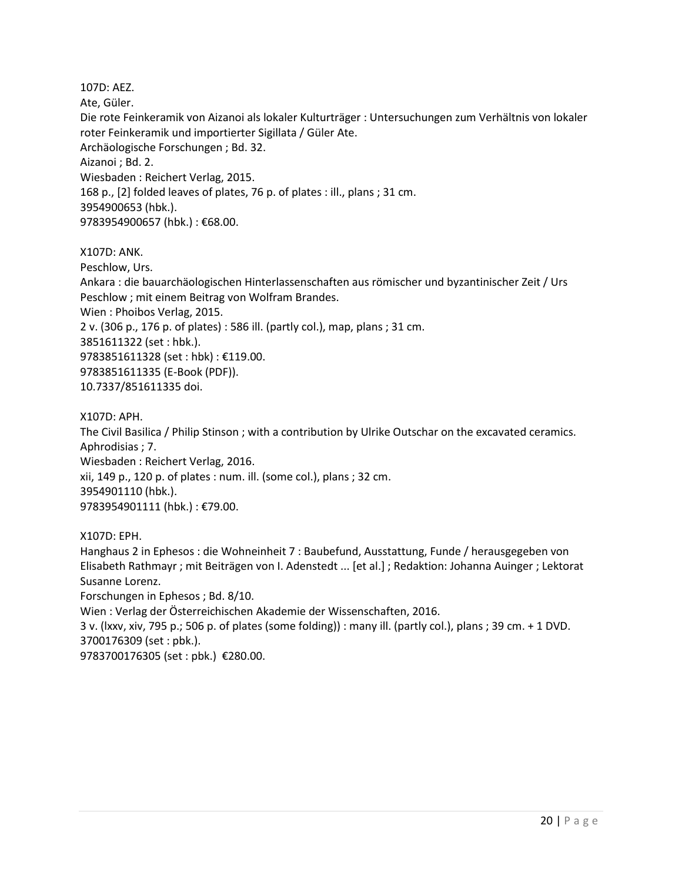107D: AEZ.  
Ate, Güler.  
Die rote Feinkeramik von Aizanoi als lokaler Kulturträger : Untersuchungen zum Verhältnis von lokaler roter Feinkeramik und importierter Sigillata / Güler Ate.  
Archäologische Forschungen ; Bd. 32.  
Aizanoi ; Bd. 2.  
Wiesbaden : Reichert Verlag, 2015.  
168 p., [2] folded leaves of plates, 76 p. of plates : ill., plans ; 31 cm.  
3954900653 (hbk.).  
9783954900657 (hbk.) : €68.00.

X107D: ANK.  
Peschlow, Urs.  
Ankara : die bauarchäologischen Hinterlassenschaften aus römischer und byzantinischer Zeit / Urs Peschlow ; mit einem Beitrag von Wolfram Brandes.  
Wien : Phoibos Verlag, 2015.  
2 v. (306 p., 176 p. of plates) : 586 ill. (partly col.), map, plans ; 31 cm.  
3851611322 (set : hbk.).  
9783851611328 (set : hbk) : €119.00.  
9783851611335 (E-Book (PDF)).  
10.7337/851611335 doi.

X107D: APH.  
The Civil Basilica / Philip Stinson ; with a contribution by Ulrike Outschar on the excavated ceramics.  
Aphrodisias ; 7.  
Wiesbaden : Reichert Verlag, 2016.  
xii, 149 p., 120 p. of plates : num. ill. (some col.), plans ; 32 cm.  
3954901110 (hbk.).  
9783954901111 (hbk.) : €79.00.

X107D: EPH.  
Hanghaus 2 in Ephesos : die Wohneinheit 7 : Baubefund, Ausstattung, Funde / herausgegeben von Elisabeth Rathmayr ; mit Beiträgen von I. Adenstedt ... [et al.] ; Redaktion: Johanna Auinger ; Lektorat Susanne Lorenz.  
Forschungen in Ephesos ; Bd. 8/10.  
Wien : Verlag der Österreichischen Akademie der Wissenschaften, 2016.  
3 v. (lxxv, xiv, 795 p.; 506 p. of plates (some folding)) : many ill. (partly col.), plans ; 39 cm. + 1 DVD.  
3700176309 (set : pbk.).  
9783700176305 (set : pbk.)  €280.00.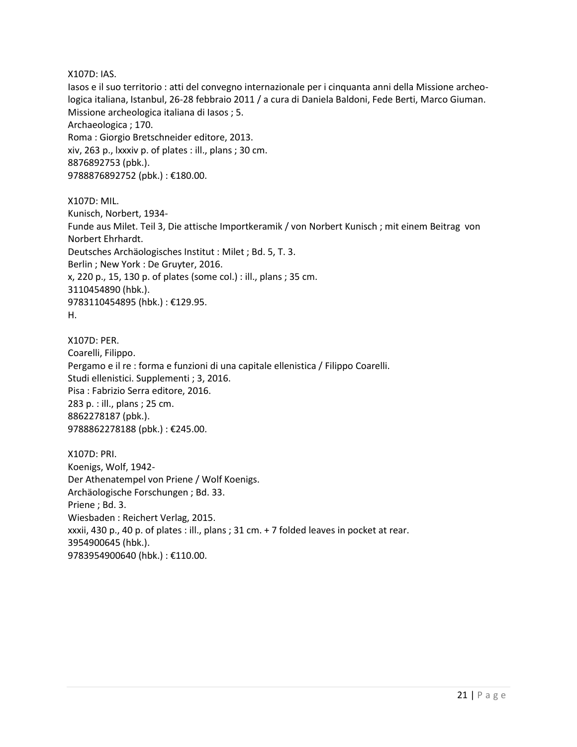X107D: IAS.
Iasos e il suo territorio : atti del convegno internazionale per i cinquanta anni della Missione archeologica italiana, Istanbul, 26-28 febbraio 2011 / a cura di Daniela Baldoni, Fede Berti, Marco Giuman.
Missione archeologica italiana di Iasos ; 5.
Archaeologica ; 170.
Roma : Giorgio Bretschneider editore, 2013.
xiv, 263 p., lxxxiv p. of plates : ill., plans ; 30 cm.
8876892753 (pbk.).
9788876892752 (pbk.) : €180.00.

X107D: MIL.
Kunisch, Norbert, 1934-
Funde aus Milet. Teil 3, Die attische Importkeramik / von Norbert Kunisch ; mit einem Beitrag von Norbert Ehrhardt.
Deutsches Archäologisches Institut : Milet ; Bd. 5, T. 3.
Berlin ; New York : De Gruyter, 2016.
x, 220 p., 15, 130 p. of plates (some col.) : ill., plans ; 35 cm.
3110454890 (hbk.).
9783110454895 (hbk.) : €129.95.
H.

X107D: PER.
Coarelli, Filippo.
Pergamo e il re : forma e funzioni di una capitale ellenistica / Filippo Coarelli.
Studi ellenistici. Supplementi ; 3, 2016.
Pisa : Fabrizio Serra editore, 2016.
283 p. : ill., plans ; 25 cm.
8862278187 (pbk.).
9788862278188 (pbk.) : €245.00.

X107D: PRI.
Koenigs, Wolf, 1942-
Der Athenatempel von Priene / Wolf Koenigs.
Archäologische Forschungen ; Bd. 33.
Priene ; Bd. 3.
Wiesbaden : Reichert Verlag, 2015.
xxxii, 430 p., 40 p. of plates : ill., plans ; 31 cm. + 7 folded leaves in pocket at rear.
3954900645 (hbk.).
9783954900640 (hbk.) : €110.00.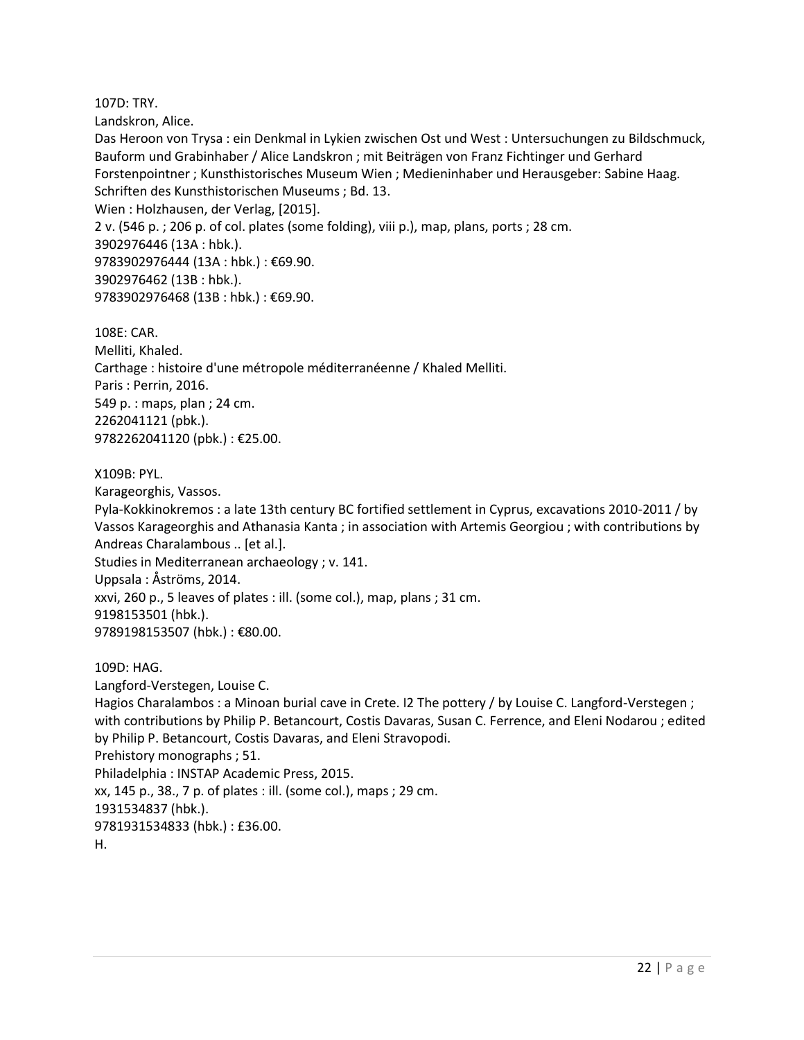107D: TRY.
Landskron, Alice.
Das Heroon von Trysa : ein Denkmal in Lykien zwischen Ost und West : Untersuchungen zu Bildschmuck, Bauform und Grabinhaber / Alice Landskron ; mit Beiträgen von Franz Fichtinger und Gerhard Forstenpointner ; Kunsthistorisches Museum Wien ; Medieninhaber und Herausgeber: Sabine Haag.
Schriften des Kunsthistorischen Museums ; Bd. 13.
Wien : Holzhausen, der Verlag, [2015].
2 v. (546 p. ; 206 p. of col. plates (some folding), viii p.), map, plans, ports ; 28 cm.
3902976446 (13A : hbk.).
9783902976444 (13A : hbk.) : €69.90.
3902976462 (13B : hbk.).
9783902976468 (13B : hbk.) : €69.90.

108E: CAR.
Melliti, Khaled.
Carthage : histoire d'une métropole méditerranéenne / Khaled Melliti.
Paris : Perrin, 2016.
549 p. : maps, plan ; 24 cm.
2262041121 (pbk.).
9782262041120 (pbk.) : €25.00.

X109B: PYL.
Karageorghis, Vassos.
Pyla-Kokkinokremos : a late 13th century BC fortified settlement in Cyprus, excavations 2010-2011 / by Vassos Karageorghis and Athanasia Kanta ; in association with Artemis Georgiou ; with contributions by Andreas Charalambous .. [et al.].
Studies in Mediterranean archaeology ; v. 141.
Uppsala : Åströms, 2014.
xxvi, 260 p., 5 leaves of plates : ill. (some col.), map, plans ; 31 cm.
9198153501 (hbk.).
9789198153507 (hbk.) : €80.00.

109D: HAG.
Langford-Verstegen, Louise C.
Hagios Charalambos : a Minoan burial cave in Crete. I2 The pottery / by Louise C. Langford-Verstegen ; with contributions by Philip P. Betancourt, Costis Davaras, Susan C. Ferrence, and Eleni Nodarou ; edited by Philip P. Betancourt, Costis Davaras, and Eleni Stravopodi.
Prehistory monographs ; 51.
Philadelphia : INSTAP Academic Press, 2015.
xx, 145 p., 38., 7 p. of plates : ill. (some col.), maps ; 29 cm.
1931534837 (hbk.).
9781931534833 (hbk.) : £36.00.
H.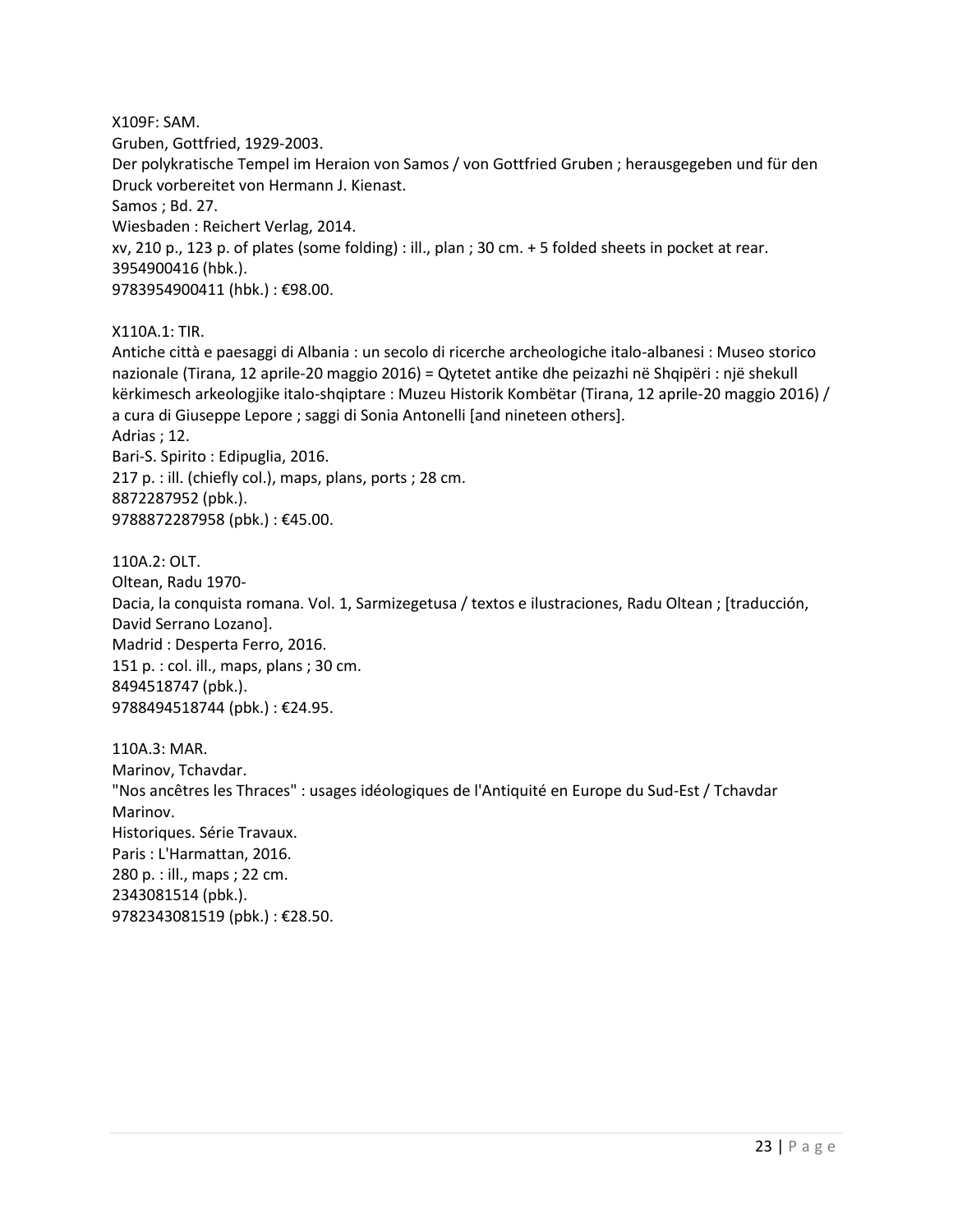X109F: SAM.
Gruben, Gottfried, 1929-2003.
Der polykratische Tempel im Heraion von Samos / von Gottfried Gruben ; herausgegeben und für den Druck vorbereitet von Hermann J. Kienast.
Samos ; Bd. 27.
Wiesbaden : Reichert Verlag, 2014.
xv, 210 p., 123 p. of plates (some folding) : ill., plan ; 30 cm. + 5 folded sheets in pocket at rear.
3954900416 (hbk.).
9783954900411 (hbk.) : €98.00.

X110A.1: TIR.
Antiche città e paesaggi di Albania : un secolo di ricerche archeologiche italo-albanesi : Museo storico nazionale (Tirana, 12 aprile-20 maggio 2016) = Qytetet antike dhe peizazhi në Shqipëri : një shekull kërkimesch arkeologjike italo-shqiptare : Muzeu Historik Kombëtar (Tirana, 12 aprile-20 maggio 2016) / a cura di Giuseppe Lepore ; saggi di Sonia Antonelli [and nineteen others].
Adrias ; 12.
Bari-S. Spirito : Edipuglia, 2016.
217 p. : ill. (chiefly col.), maps, plans, ports ; 28 cm.
8872287952 (pbk.).
9788872287958 (pbk.) : €45.00.

110A.2: OLT.
Oltean, Radu 1970-
Dacia, la conquista romana. Vol. 1, Sarmizegetusa / textos e ilustraciones, Radu Oltean ; [traducción, David Serrano Lozano].
Madrid : Desperta Ferro, 2016.
151 p. : col. ill., maps, plans ; 30 cm.
8494518747 (pbk.).
9788494518744 (pbk.) : €24.95.

110A.3: MAR.
Marinov, Tchavdar.
"Nos ancêtres les Thraces" : usages idéologiques de l'Antiquité en Europe du Sud-Est / Tchavdar Marinov.
Historiques. Série Travaux.
Paris : L'Harmattan, 2016.
280 p. : ill., maps ; 22 cm.
2343081514 (pbk.).
9782343081519 (pbk.) : €28.50.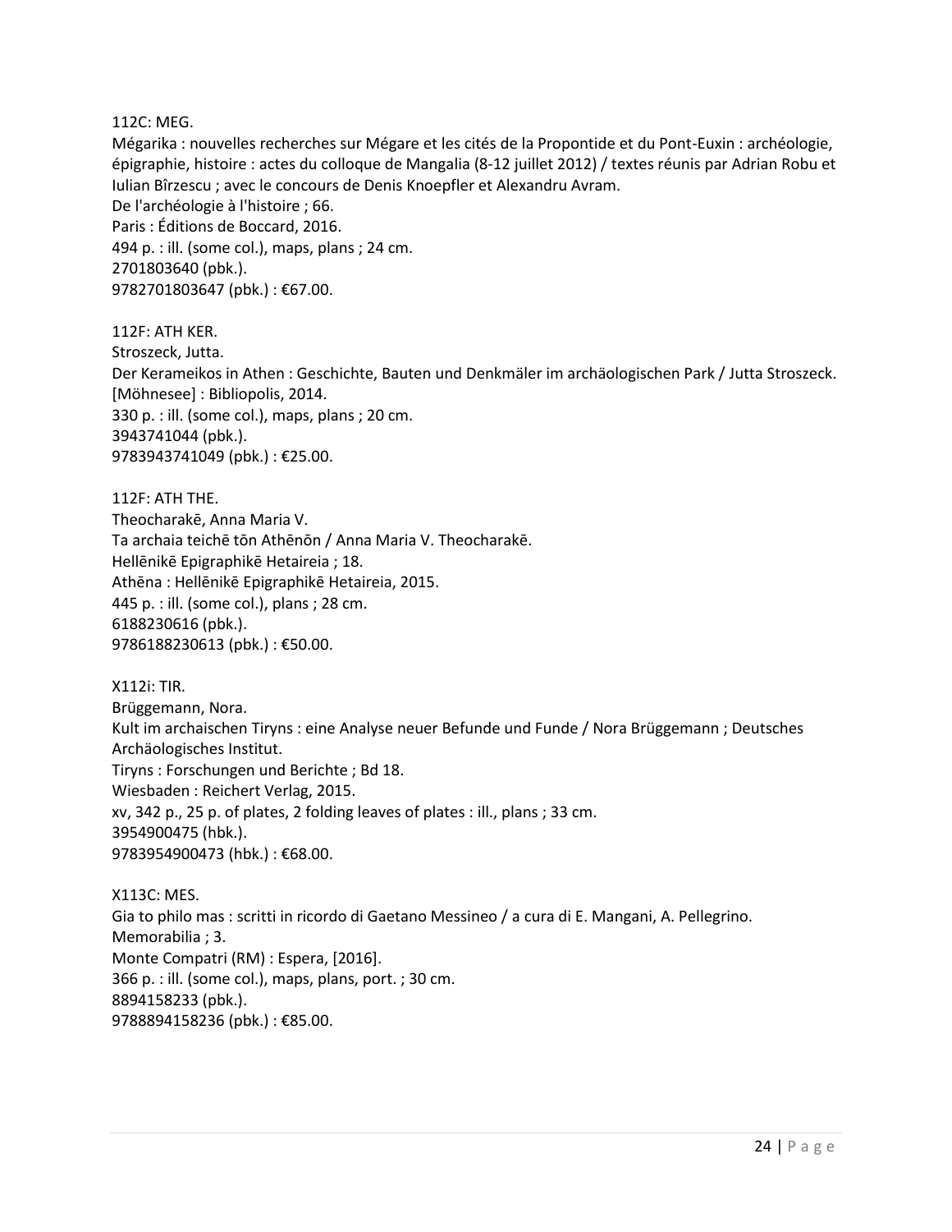112C: MEG.
Mégarika : nouvelles recherches sur Mégare et les cités de la Propontide et du Pont-Euxin : archéologie, épigraphie, histoire : actes du colloque de Mangalia (8-12 juillet 2012) / textes réunis par Adrian Robu et Iulian Bîrzescu ; avec le concours de Denis Knoepfler et Alexandru Avram.
De l'archéologie à l'histoire ; 66.
Paris : Éditions de Boccard, 2016.
494 p. : ill. (some col.), maps, plans ; 24 cm.
2701803640 (pbk.).
9782701803647 (pbk.) : €67.00.

112F: ATH KER.
Stroszeck, Jutta.
Der Kerameikos in Athen : Geschichte, Bauten und Denkmäler im archäologischen Park / Jutta Stroszeck.
[Möhnesee] : Bibliopolis, 2014.
330 p. : ill. (some col.), maps, plans ; 20 cm.
3943741044 (pbk.).
9783943741049 (pbk.) : €25.00.

112F: ATH THE.
Theocharakē, Anna Maria V.
Ta archaia teichē tōn Athēnōn / Anna Maria V. Theocharakē.
Hellēnikē Epigraphikē Hetaireia ; 18.
Athēna : Hellēnikē Epigraphikē Hetaireia, 2015.
445 p. : ill. (some col.), plans ; 28 cm.
6188230616 (pbk.).
9786188230613 (pbk.) : €50.00.

X112i: TIR.
Brüggemann, Nora.
Kult im archaischen Tiryns : eine Analyse neuer Befunde und Funde / Nora Brüggemann ; Deutsches Archäologisches Institut.
Tiryns : Forschungen und Berichte ; Bd 18.
Wiesbaden : Reichert Verlag, 2015.
xv, 342 p., 25 p. of plates, 2 folding leaves of plates : ill., plans ; 33 cm.
3954900475 (hbk.).
9783954900473 (hbk.) : €68.00.

X113C: MES.
Gia to philo mas : scritti in ricordo di Gaetano Messineo / a cura di E. Mangani, A. Pellegrino.
Memorabilia ; 3.
Monte Compatri (RM) : Espera, [2016].
366 p. : ill. (some col.), maps, plans, port. ; 30 cm.
8894158233 (pbk.).
9788894158236 (pbk.) : €85.00.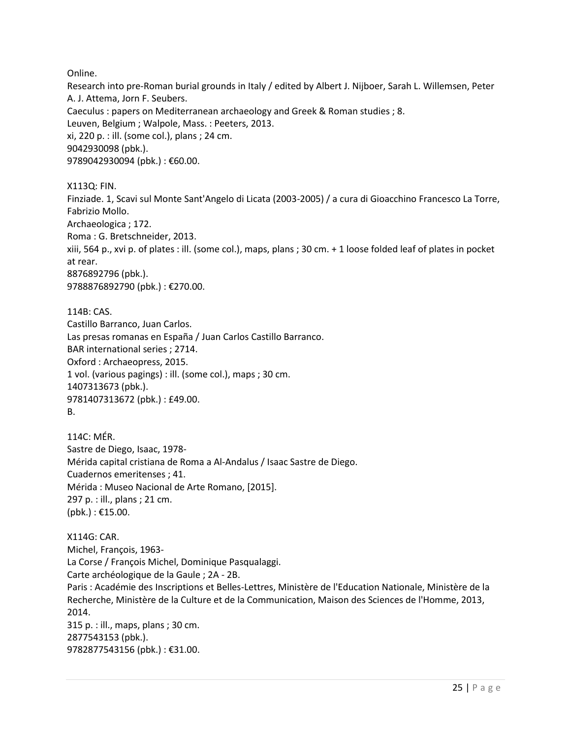Online.
Research into pre-Roman burial grounds in Italy / edited by Albert J. Nijboer, Sarah L. Willemsen, Peter A. J. Attema, Jorn F. Seubers.
Caeculus : papers on Mediterranean archaeology and Greek & Roman studies ; 8.
Leuven, Belgium ; Walpole, Mass. : Peeters, 2013.
xi, 220 p. : ill. (some col.), plans ; 24 cm.
9042930098 (pbk.).
9789042930094 (pbk.) : €60.00.

X113Q: FIN.
Finziade. 1, Scavi sul Monte Sant'Angelo di Licata (2003-2005) / a cura di Gioacchino Francesco La Torre, Fabrizio Mollo.
Archaeologica ; 172.
Roma : G. Bretschneider, 2013.
xiii, 564 p., xvi p. of plates : ill. (some col.), maps, plans ; 30 cm. + 1 loose folded leaf of plates in pocket at rear.
8876892796 (pbk.).
9788876892790 (pbk.) : €270.00.

114B: CAS.
Castillo Barranco, Juan Carlos.
Las presas romanas en España / Juan Carlos Castillo Barranco.
BAR international series ; 2714.
Oxford : Archaeopress, 2015.
1 vol. (various pagings) : ill. (some col.), maps ; 30 cm.
1407313673 (pbk.).
9781407313672 (pbk.) : £49.00.
B.

114C: MÉR.
Sastre de Diego, Isaac, 1978-
Mérida capital cristiana de Roma a Al-Andalus / Isaac Sastre de Diego.
Cuadernos emeritenses ; 41.
Mérida : Museo Nacional de Arte Romano, [2015].
297 p. : ill., plans ; 21 cm.
(pbk.) : €15.00.

X114G: CAR.
Michel, François, 1963-
La Corse / François Michel, Dominique Pasqualaggi.
Carte archéologique de la Gaule ; 2A - 2B.
Paris : Académie des Inscriptions et Belles-Lettres, Ministère de l'Education Nationale, Ministère de la Recherche, Ministère de la Culture et de la Communication, Maison des Sciences de l'Homme, 2013, 2014.
315 p. : ill., maps, plans ; 30 cm.
2877543153 (pbk.).
9782877543156 (pbk.) : €31.00.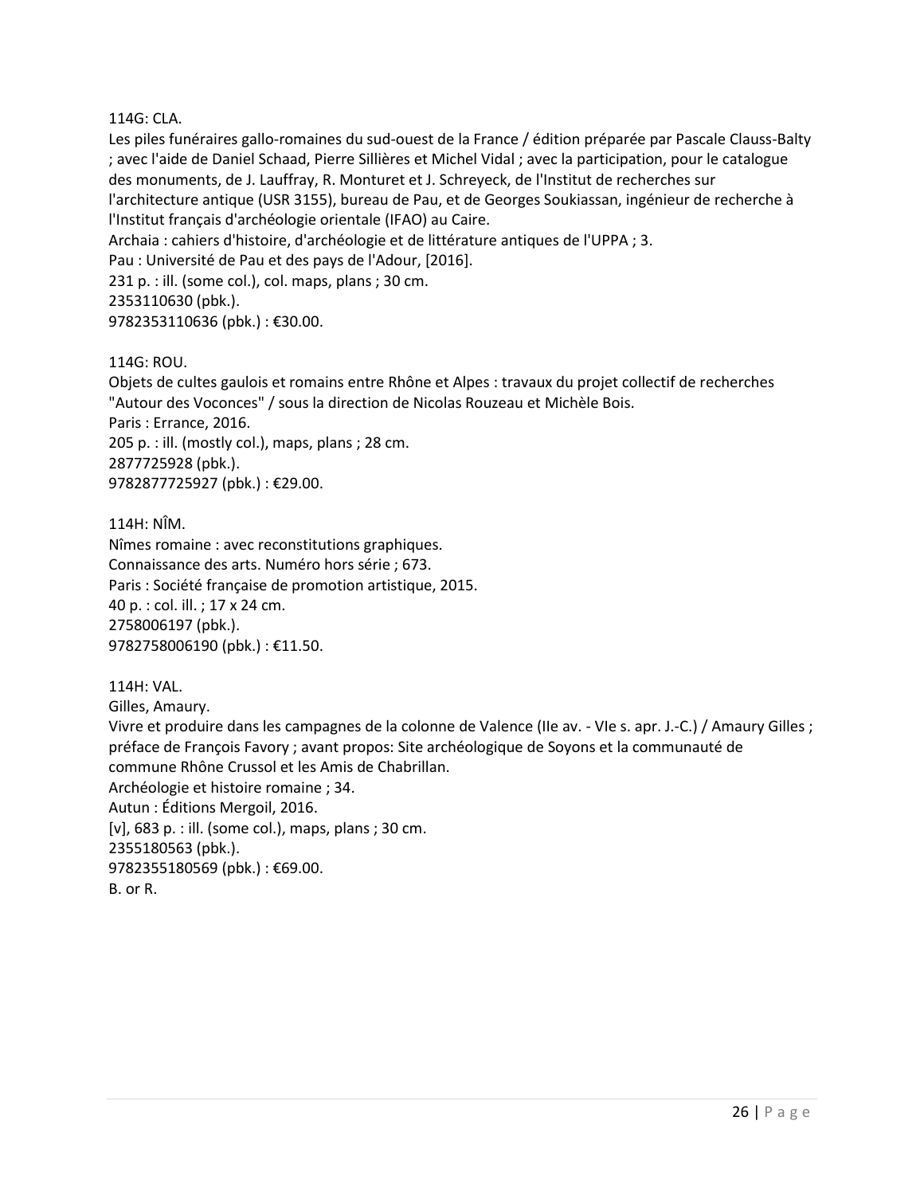114G: CLA.
Les piles funéraires gallo-romaines du sud-ouest de la France / édition préparée par Pascale Clauss-Balty ; avec l'aide de Daniel Schaad, Pierre Sillières et Michel Vidal ; avec la participation, pour le catalogue des monuments, de J. Lauffray, R. Monturet et J. Schreyeck, de l'Institut de recherches sur l'architecture antique (USR 3155), bureau de Pau, et de Georges Soukiassan, ingénieur de recherche à l'Institut français d'archéologie orientale (IFAO) au Caire.
Archaia : cahiers d'histoire, d'archéologie et de littérature antiques de l'UPPA ; 3.
Pau : Université de Pau et des pays de l'Adour, [2016].
231 p. : ill. (some col.), col. maps, plans ; 30 cm.
2353110630 (pbk.).
9782353110636 (pbk.) : €30.00.

114G: ROU.
Objets de cultes gaulois et romains entre Rhône et Alpes : travaux du projet collectif de recherches "Autour des Voconces" / sous la direction de Nicolas Rouzeau et Michèle Bois.
Paris : Errance, 2016.
205 p. : ill. (mostly col.), maps, plans ; 28 cm.
2877725928 (pbk.).
9782877725927 (pbk.) : €29.00.

114H: NÎM.
Nîmes romaine : avec reconstitutions graphiques.
Connaissance des arts. Numéro hors série ; 673.
Paris : Société française de promotion artistique, 2015.
40 p. : col. ill. ; 17 x 24 cm.
2758006197 (pbk.).
9782758006190 (pbk.) : €11.50.

114H: VAL.
Gilles, Amaury.
Vivre et produire dans les campagnes de la colonne de Valence (IIe av. - VIe s. apr. J.-C.) / Amaury Gilles ; préface de François Favory ; avant propos: Site archéologique de Soyons et la communauté de commune Rhône Crussol et les Amis de Chabrillan.
Archéologie et histoire romaine ; 34.
Autun : Éditions Mergoil, 2016.
[v], 683 p. : ill. (some col.), maps, plans ; 30 cm.
2355180563 (pbk.).
9782355180569 (pbk.) : €69.00.
B. or R.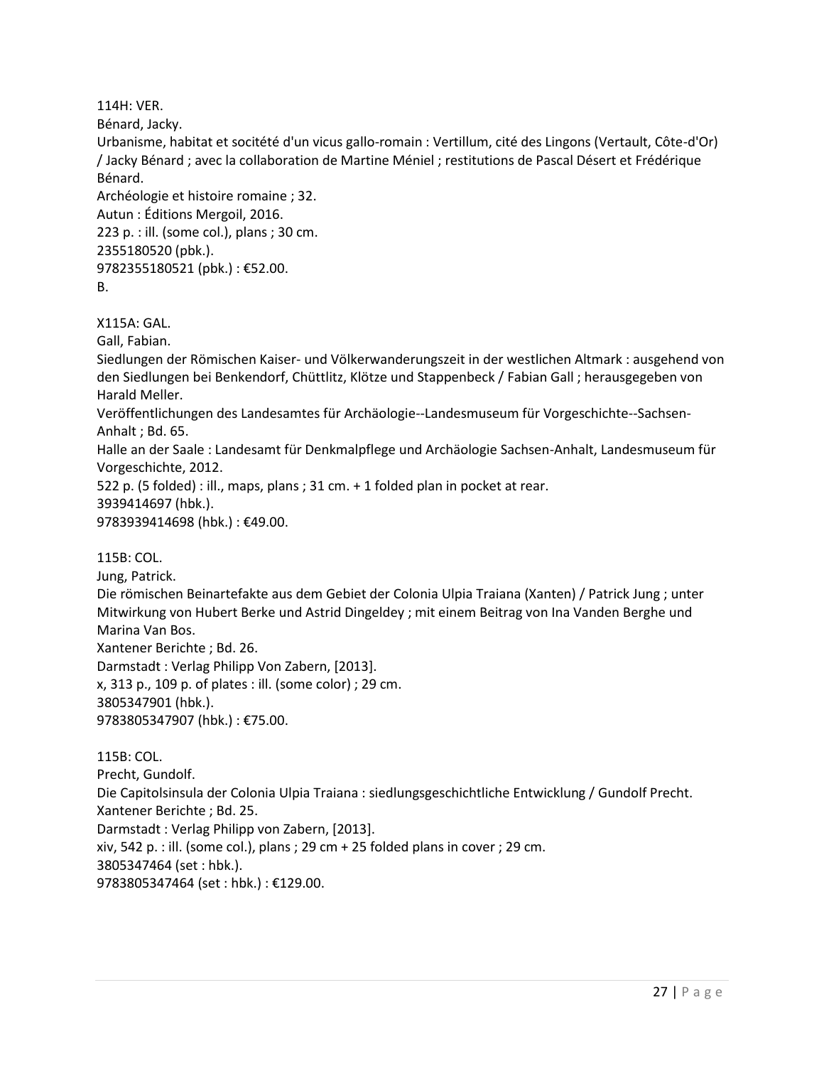114H: VER.
Bénard, Jacky.
Urbanisme, habitat et socitété d'un vicus gallo-romain : Vertillum, cité des Lingons (Vertault, Côte-d'Or) / Jacky Bénard ; avec la collaboration de Martine Méniel ; restitutions de Pascal Désert et Frédérique Bénard.
Archéologie et histoire romaine ; 32.
Autun : Éditions Mergoil, 2016.
223 p. : ill. (some col.), plans ; 30 cm.
2355180520 (pbk.).
9782355180521 (pbk.) : €52.00.
B.

X115A: GAL.
Gall, Fabian.
Siedlungen der Römischen Kaiser- und Völkerwanderungszeit in der westlichen Altmark : ausgehend von den Siedlungen bei Benkendorf, Chüttlitz, Klötze und Stappenbeck / Fabian Gall ; herausgegeben von Harald Meller.
Veröffentlichungen des Landesamtes für Archäologie--Landesmuseum für Vorgeschichte--Sachsen-Anhalt ; Bd. 65.
Halle an der Saale : Landesamt für Denkmalpflege und Archäologie Sachsen-Anhalt, Landesmuseum für Vorgeschichte, 2012.
522 p. (5 folded) : ill., maps, plans ; 31 cm. + 1 folded plan in pocket at rear.
3939414697 (hbk.).
9783939414698 (hbk.) : €49.00.

115B: COL.
Jung, Patrick.
Die römischen Beinartefakte aus dem Gebiet der Colonia Ulpia Traiana (Xanten) / Patrick Jung ; unter Mitwirkung von Hubert Berke und Astrid Dingeldey ; mit einem Beitrag von Ina Vanden Berghe und Marina Van Bos.
Xantener Berichte ; Bd. 26.
Darmstadt : Verlag Philipp Von Zabern, [2013].
x, 313 p., 109 p. of plates : ill. (some color) ; 29 cm.
3805347901 (hbk.).
9783805347907 (hbk.) : €75.00.

115B: COL.
Precht, Gundolf.
Die Capitolsinsula der Colonia Ulpia Traiana : siedlungsgeschichtliche Entwicklung / Gundolf Precht.
Xantener Berichte ; Bd. 25.
Darmstadt : Verlag Philipp von Zabern, [2013].
xiv, 542 p. : ill. (some col.), plans ; 29 cm + 25 folded plans in cover ; 29 cm.
3805347464 (set : hbk.).
9783805347464 (set : hbk.) : €129.00.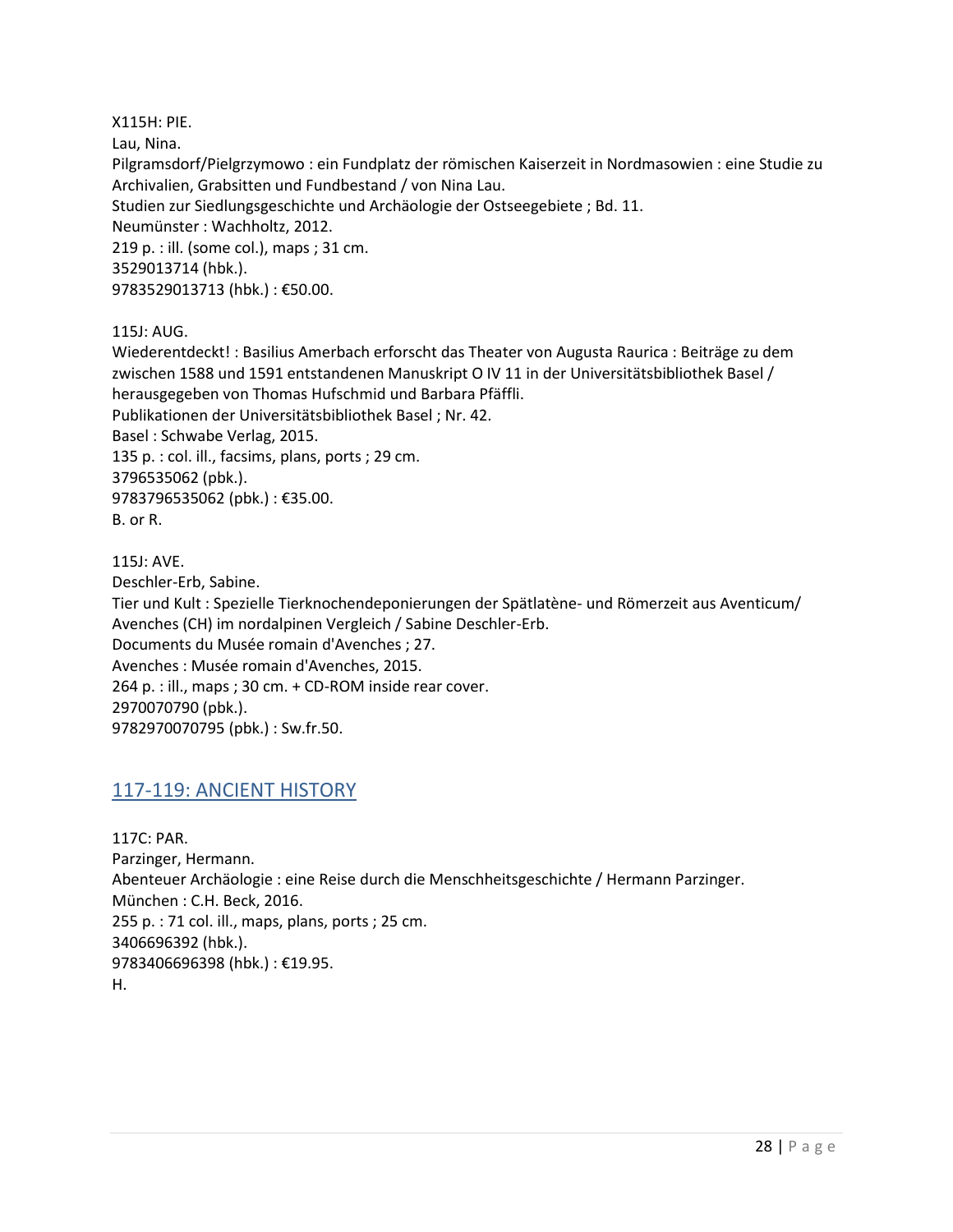X115H: PIE.
Lau, Nina.
Pilgramsdorf/Pielgrzymowo : ein Fundplatz der römischen Kaiserzeit in Nordmasowien : eine Studie zu Archivalien, Grabsitten und Fundbestand / von Nina Lau.
Studien zur Siedlungsgeschichte und Archäologie der Ostseegebiete ; Bd. 11.
Neumünster : Wachholtz, 2012.
219 p. : ill. (some col.), maps ; 31 cm.
3529013714 (hbk.).
9783529013713 (hbk.) : €50.00.

115J: AUG.
Wiederentdeckt! : Basilius Amerbach erforscht das Theater von Augusta Raurica : Beiträge zu dem zwischen 1588 und 1591 entstandenen Manuskript O IV 11 in der Universitätsbibliothek Basel / herausgegeben von Thomas Hufschmid und Barbara Pfäffli.
Publikationen der Universitätsbibliothek Basel ; Nr. 42.
Basel : Schwabe Verlag, 2015.
135 p. : col. ill., facsims, plans, ports ; 29 cm.
3796535062 (pbk.).
9783796535062 (pbk.) : €35.00.
B. or R.

115J: AVE.
Deschler-Erb, Sabine.
Tier und Kult : Spezielle Tierknochendeponierungen der Spätlatène- und Römerzeit aus Aventicum/ Avenches (CH) im nordalpinen Vergleich / Sabine Deschler-Erb.
Documents du Musée romain d'Avenches ; 27.
Avenches : Musée romain d'Avenches, 2015.
264 p. : ill., maps ; 30 cm. + CD-ROM inside rear cover.
2970070790 (pbk.).
9782970070795 (pbk.) : Sw.fr.50.

## 117-119: ANCIENT HISTORY

117C: PAR.
Parzinger, Hermann.
Abenteuer Archäologie : eine Reise durch die Menschheitsgeschichte / Hermann Parzinger.
München : C.H. Beck, 2016.
255 p. : 71 col. ill., maps, plans, ports ; 25 cm.
3406696392 (hbk.).
9783406696398 (hbk.) : €19.95.
H.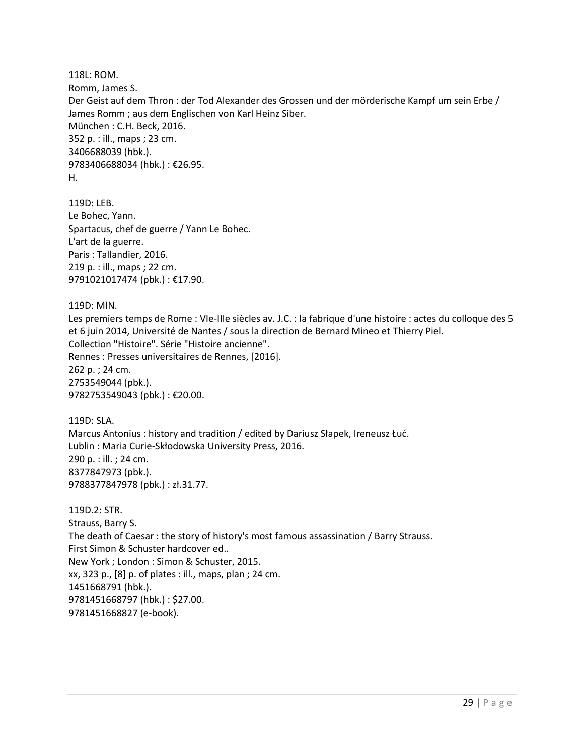118L: ROM.
Romm, James S.
Der Geist auf dem Thron : der Tod Alexander des Grossen und der mörderische Kampf um sein Erbe / James Romm ; aus dem Englischen von Karl Heinz Siber.
München : C.H. Beck, 2016.
352 p. : ill., maps ; 23 cm.
3406688039 (hbk.).
9783406688034 (hbk.) : €26.95.
H.

119D: LEB.
Le Bohec, Yann.
Spartacus, chef de guerre / Yann Le Bohec.
L'art de la guerre.
Paris : Tallandier, 2016.
219 p. : ill., maps ; 22 cm.
9791021017474 (pbk.) : €17.90.

119D: MIN.
Les premiers temps de Rome : VIe-IIIe siècles av. J.C. : la fabrique d'une histoire : actes du colloque des 5 et 6 juin 2014, Université de Nantes / sous la direction de Bernard Mineo et Thierry Piel.
Collection "Histoire". Série "Histoire ancienne".
Rennes : Presses universitaires de Rennes, [2016].
262 p. ; 24 cm.
2753549044 (pbk.).
9782753549043 (pbk.) : €20.00.

119D: SLA.
Marcus Antonius : history and tradition / edited by Dariusz Słapek, Ireneusz Łuć.
Lublin : Maria Curie-Skłodowska University Press, 2016.
290 p. : ill. ; 24 cm.
8377847973 (pbk.).
9788377847978 (pbk.) : zł.31.77.

119D.2: STR.
Strauss, Barry S.
The death of Caesar : the story of history's most famous assassination / Barry Strauss.
First Simon & Schuster hardcover ed..
New York ; London : Simon & Schuster, 2015.
xx, 323 p., [8] p. of plates : ill., maps, plan ; 24 cm.
1451668791 (hbk.).
9781451668797 (hbk.) : $27.00.
9781451668827 (e-book).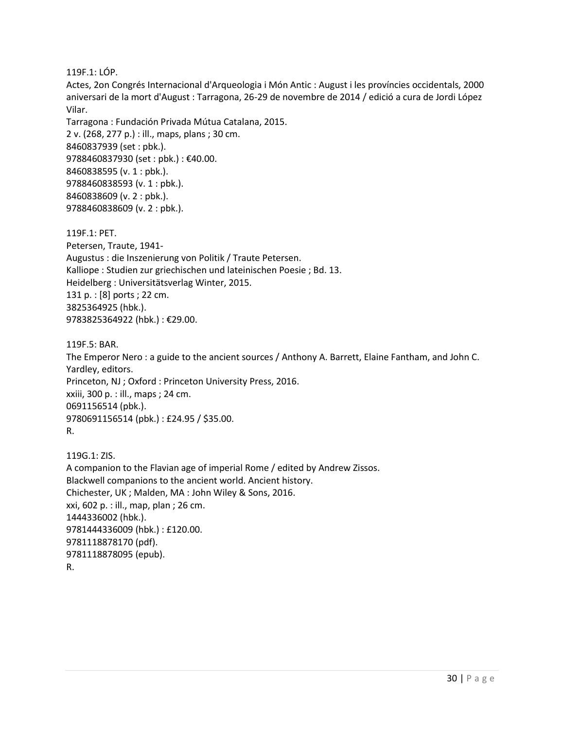119F.1: LÓP.
Actes, 2on Congrés Internacional d'Arqueologia i Món Antic : August i les províncies occidentals, 2000 aniversari de la mort d'August : Tarragona, 26-29 de novembre de 2014 / edició a cura de Jordi López Vilar.
Tarragona : Fundación Privada Mútua Catalana, 2015.
2 v. (268, 277 p.) : ill., maps, plans ; 30 cm.
8460837939 (set : pbk.).
9788460837930 (set : pbk.) : €40.00.
8460838595 (v. 1 : pbk.).
9788460838593 (v. 1 : pbk.).
8460838609 (v. 2 : pbk.).
9788460838609 (v. 2 : pbk.).

119F.1: PET.
Petersen, Traute, 1941-
Augustus : die Inszenierung von Politik / Traute Petersen.
Kalliope : Studien zur griechischen und lateinischen Poesie ; Bd. 13.
Heidelberg : Universitätsverlag Winter, 2015.
131 p. : [8] ports ; 22 cm.
3825364925 (hbk.).
9783825364922 (hbk.) : €29.00.

119F.5: BAR.
The Emperor Nero : a guide to the ancient sources / Anthony A. Barrett, Elaine Fantham, and John C. Yardley, editors.
Princeton, NJ ; Oxford : Princeton University Press, 2016.
xxiii, 300 p. : ill., maps ; 24 cm.
0691156514 (pbk.).
9780691156514 (pbk.) : £24.95 / $35.00.
R.

119G.1: ZIS.
A companion to the Flavian age of imperial Rome / edited by Andrew Zissos.
Blackwell companions to the ancient world. Ancient history.
Chichester, UK ; Malden, MA : John Wiley & Sons, 2016.
xxi, 602 p. : ill., map, plan ; 26 cm.
1444336002 (hbk.).
9781444336009 (hbk.) : £120.00.
9781118878170 (pdf).
9781118878095 (epub).
R.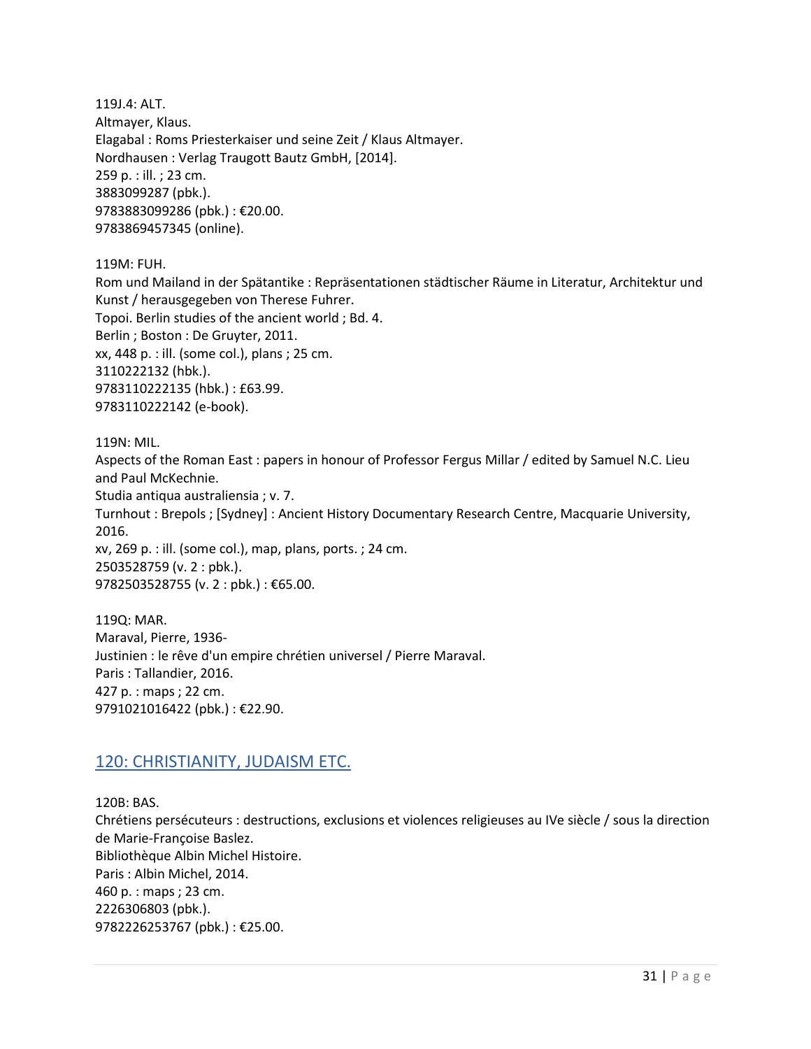119J.4: ALT.
Altmayer, Klaus.
Elagabal : Roms Priesterkaiser und seine Zeit / Klaus Altmayer.
Nordhausen : Verlag Traugott Bautz GmbH, [2014].
259 p. : ill. ; 23 cm.
3883099287 (pbk.).
9783883099286 (pbk.) : €20.00.
9783869457345 (online).

119M: FUH.
Rom und Mailand in der Spätantike : Repräsentationen städtischer Räume in Literatur, Architektur und Kunst / herausgegeben von Therese Fuhrer.
Topoi. Berlin studies of the ancient world ; Bd. 4.
Berlin ; Boston : De Gruyter, 2011.
xx, 448 p. : ill. (some col.), plans ; 25 cm.
3110222132 (hbk.).
9783110222135 (hbk.) : £63.99.
9783110222142 (e-book).

119N: MIL.
Aspects of the Roman East : papers in honour of Professor Fergus Millar / edited by Samuel N.C. Lieu and Paul McKechnie.
Studia antiqua australiensia ; v. 7.
Turnhout : Brepols ; [Sydney] : Ancient History Documentary Research Centre, Macquarie University, 2016.
xv, 269 p. : ill. (some col.), map, plans, ports. ; 24 cm.
2503528759 (v. 2 : pbk.).
9782503528755 (v. 2 : pbk.) : €65.00.

119Q: MAR.
Maraval, Pierre, 1936-
Justinien : le rêve d'un empire chrétien universel / Pierre Maraval.
Paris : Tallandier, 2016.
427 p. : maps ; 22 cm.
9791021016422 (pbk.) : €22.90.

## 120: CHRISTIANITY, JUDAISM ETC.

120B: BAS.
Chrétiens persécuteurs : destructions, exclusions et violences religieuses au IVe siècle / sous la direction de Marie-Françoise Baslez.
Bibliothèque Albin Michel Histoire.
Paris : Albin Michel, 2014.
460 p. : maps ; 23 cm.
2226306803 (pbk.).
9782226253767 (pbk.) : €25.00.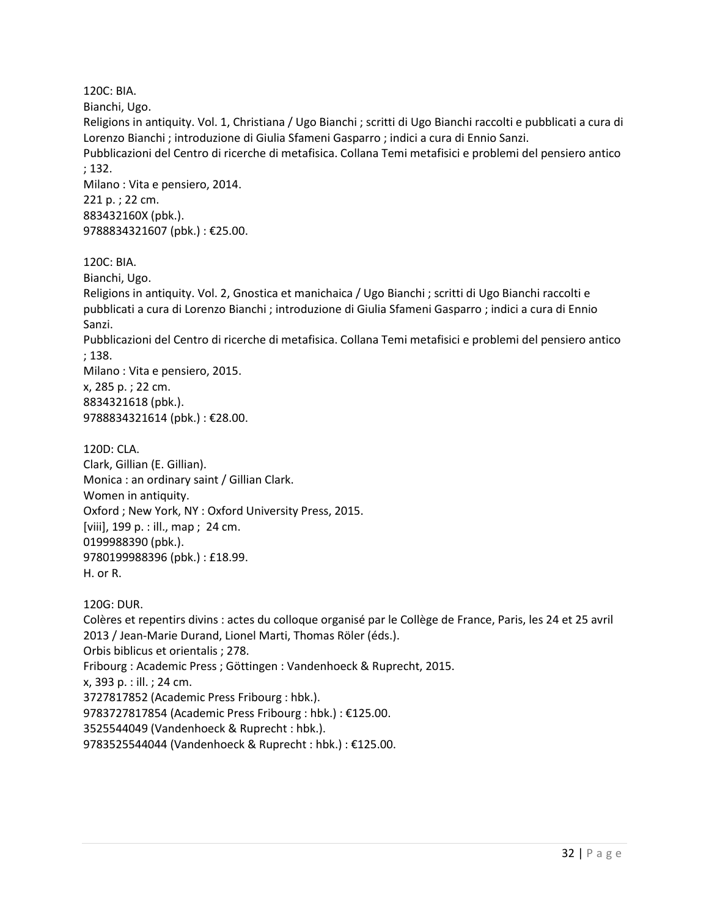120C: BIA.
Bianchi, Ugo.
Religions in antiquity. Vol. 1, Christiana / Ugo Bianchi ; scritti di Ugo Bianchi raccolti e pubblicati a cura di Lorenzo Bianchi ; introduzione di Giulia Sfameni Gasparro ; indici a cura di Ennio Sanzi.
Pubblicazioni del Centro di ricerche di metafisica. Collana Temi metafisici e problemi del pensiero antico ; 132.
Milano : Vita e pensiero, 2014.
221 p. ; 22 cm.
883432160X (pbk.).
9788834321607 (pbk.) : €25.00.

120C: BIA.
Bianchi, Ugo.
Religions in antiquity. Vol. 2, Gnostica et manichaica / Ugo Bianchi ; scritti di Ugo Bianchi raccolti e pubblicati a cura di Lorenzo Bianchi ; introduzione di Giulia Sfameni Gasparro ; indici a cura di Ennio Sanzi.
Pubblicazioni del Centro di ricerche di metafisica. Collana Temi metafisici e problemi del pensiero antico ; 138.
Milano : Vita e pensiero, 2015.
x, 285 p. ; 22 cm.
8834321618 (pbk.).
9788834321614 (pbk.) : €28.00.

120D: CLA.
Clark, Gillian (E. Gillian).
Monica : an ordinary saint / Gillian Clark.
Women in antiquity.
Oxford ; New York, NY : Oxford University Press, 2015.
[viii], 199 p. : ill., map ; 24 cm.
0199988390 (pbk.).
9780199988396 (pbk.) : £18.99.
H. or R.

120G: DUR.
Colères et repentirs divins : actes du colloque organisé par le Collège de France, Paris, les 24 et 25 avril 2013 / Jean-Marie Durand, Lionel Marti, Thomas Röler (éds.).
Orbis biblicus et orientalis ; 278.
Fribourg : Academic Press ; Göttingen : Vandenhoeck & Ruprecht, 2015.
x, 393 p. : ill. ; 24 cm.
3727817852 (Academic Press Fribourg : hbk.).
9783727817854 (Academic Press Fribourg : hbk.) : €125.00.
3525544049 (Vandenhoeck & Ruprecht : hbk.).
9783525544044 (Vandenhoeck & Ruprecht : hbk.) : €125.00.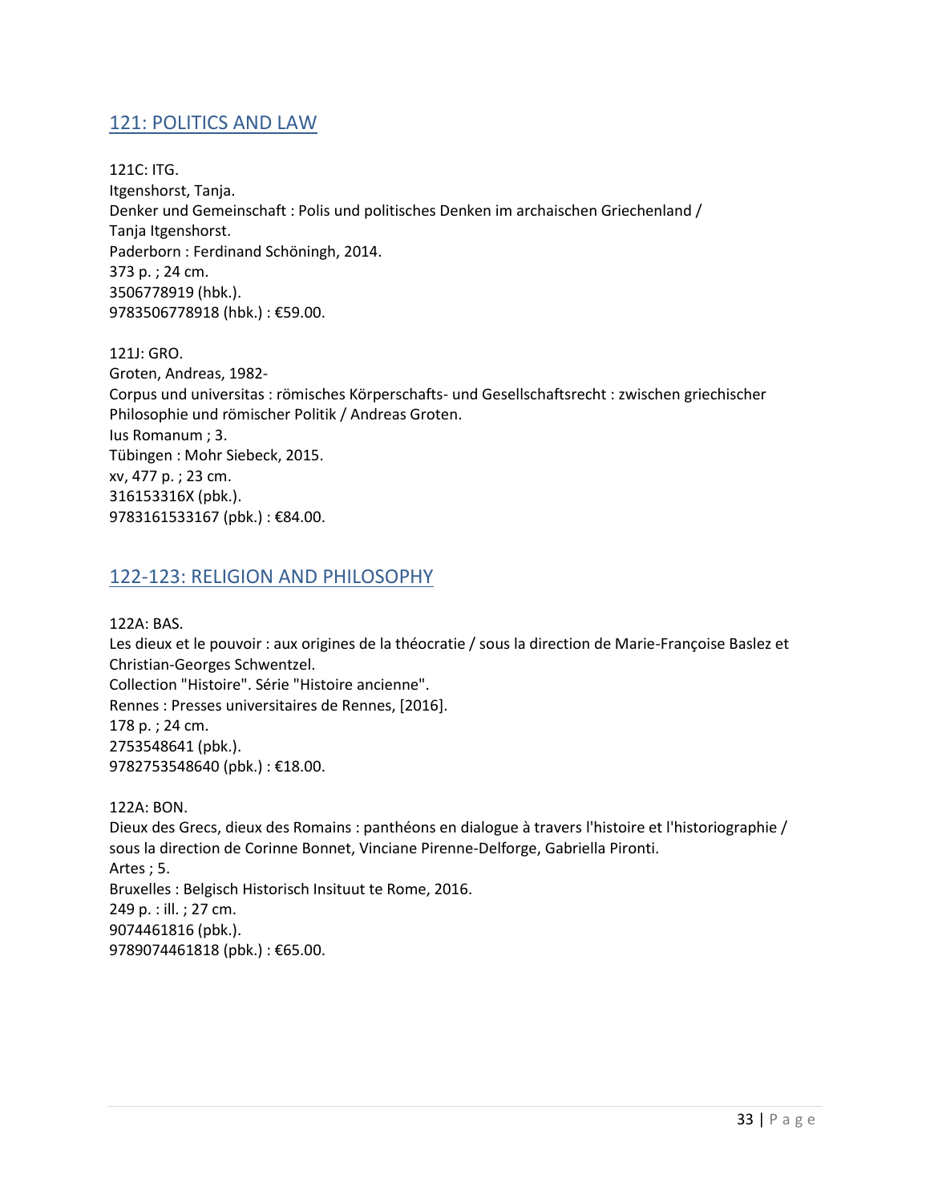## 121: POLITICS AND LAW

121C: ITG.
Itgenshorst, Tanja.
Denker und Gemeinschaft : Polis und politisches Denken im archaischen Griechenland / Tanja Itgenshorst.
Paderborn : Ferdinand Schöningh, 2014.
373 p. ; 24 cm.
3506778919 (hbk.).
9783506778918 (hbk.) : €59.00.

121J: GRO.
Groten, Andreas, 1982-
Corpus und universitas : römisches Körperschafts- und Gesellschaftsrecht : zwischen griechischer Philosophie und römischer Politik / Andreas Groten.
Ius Romanum ; 3.
Tübingen : Mohr Siebeck, 2015.
xv, 477 p. ; 23 cm.
316153316X (pbk.).
9783161533167 (pbk.) : €84.00.

## 122-123: RELIGION AND PHILOSOPHY

122A: BAS.
Les dieux et le pouvoir : aux origines de la théocratie / sous la direction de Marie-Françoise Baslez et Christian-Georges Schwentzel.
Collection "Histoire". Série "Histoire ancienne".
Rennes : Presses universitaires de Rennes, [2016].
178 p. ; 24 cm.
2753548641 (pbk.).
9782753548640 (pbk.) : €18.00.

122A: BON.
Dieux des Grecs, dieux des Romains : panthéons en dialogue à travers l'histoire et l'historiographie / sous la direction de Corinne Bonnet, Vinciane Pirenne-Delforge, Gabriella Pironti.
Artes ; 5.
Bruxelles : Belgisch Historisch Insituut te Rome, 2016.
249 p. : ill. ; 27 cm.
9074461816 (pbk.).
9789074461818 (pbk.) : €65.00.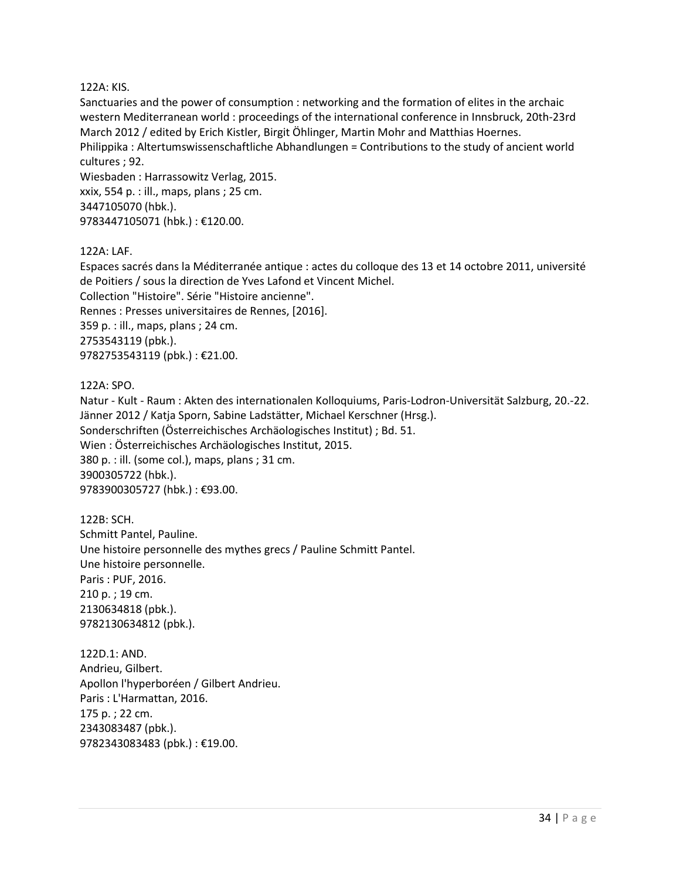122A: KIS.
Sanctuaries and the power of consumption : networking and the formation of elites in the archaic western Mediterranean world : proceedings of the international conference in Innsbruck, 20th-23rd March 2012 / edited by Erich Kistler, Birgit Öhlinger, Martin Mohr and Matthias Hoernes.
Philippika : Altertumswissenschaftliche Abhandlungen = Contributions to the study of ancient world cultures ; 92.
Wiesbaden : Harrassowitz Verlag, 2015.
xxix, 554 p. : ill., maps, plans ; 25 cm.
3447105070 (hbk.).
9783447105071 (hbk.) : €120.00.

122A: LAF.
Espaces sacrés dans la Méditerranée antique : actes du colloque des 13 et 14 octobre 2011, université de Poitiers / sous la direction de Yves Lafond et Vincent Michel.
Collection "Histoire". Série "Histoire ancienne".
Rennes : Presses universitaires de Rennes, [2016].
359 p. : ill., maps, plans ; 24 cm.
2753543119 (pbk.).
9782753543119 (pbk.) : €21.00.

122A: SPO.
Natur - Kult - Raum : Akten des internationalen Kolloquiums, Paris-Lodron-Universität Salzburg, 20.-22. Jänner 2012 / Katja Sporn, Sabine Ladstätter, Michael Kerschner (Hrsg.).
Sonderschriften (Österreichisches Archäologisches Institut) ; Bd. 51.
Wien : Österreichisches Archäologisches Institut, 2015.
380 p. : ill. (some col.), maps, plans ; 31 cm.
3900305722 (hbk.).
9783900305727 (hbk.) : €93.00.

122B: SCH.
Schmitt Pantel, Pauline.
Une histoire personnelle des mythes grecs / Pauline Schmitt Pantel.
Une histoire personnelle.
Paris : PUF, 2016.
210 p. ; 19 cm.
2130634818 (pbk.).
9782130634812 (pbk.).

122D.1: AND.
Andrieu, Gilbert.
Apollon l'hyperboréen / Gilbert Andrieu.
Paris : L'Harmattan, 2016.
175 p. ; 22 cm.
2343083487 (pbk.).
9782343083483 (pbk.) : €19.00.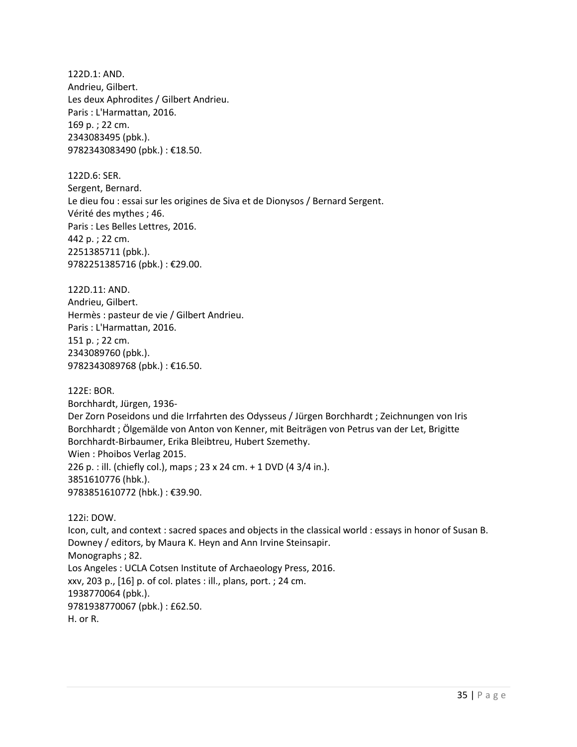122D.1: AND.
Andrieu, Gilbert.
Les deux Aphrodites / Gilbert Andrieu.
Paris : L'Harmattan, 2016.
169 p. ; 22 cm.
2343083495 (pbk.).
9782343083490 (pbk.) : €18.50.

122D.6: SER.
Sergent, Bernard.
Le dieu fou : essai sur les origines de Siva et de Dionysos / Bernard Sergent.
Vérité des mythes ; 46.
Paris : Les Belles Lettres, 2016.
442 p. ; 22 cm.
2251385711 (pbk.).
9782251385716 (pbk.) : €29.00.

122D.11: AND.
Andrieu, Gilbert.
Hermès : pasteur de vie / Gilbert Andrieu.
Paris : L'Harmattan, 2016.
151 p. ; 22 cm.
2343089760 (pbk.).
9782343089768 (pbk.) : €16.50.

122E: BOR.
Borchhardt, Jürgen, 1936-
Der Zorn Poseidons und die Irrfahrten des Odysseus / Jürgen Borchhardt ; Zeichnungen von Iris Borchhardt ; Ölgemälde von Anton von Kenner, mit Beiträgen von Petrus van der Let, Brigitte Borchhardt-Birbaumer, Erika Bleibtreu, Hubert Szemethy.
Wien : Phoibos Verlag 2015.
226 p. : ill. (chiefly col.), maps ; 23 x 24 cm. + 1 DVD (4 3/4 in.).
3851610776 (hbk.).
9783851610772 (hbk.) : €39.90.

122i: DOW.
Icon, cult, and context : sacred spaces and objects in the classical world : essays in honor of Susan B. Downey / editors, by Maura K. Heyn and Ann Irvine Steinsapir.
Monographs ; 82.
Los Angeles : UCLA Cotsen Institute of Archaeology Press, 2016.
xxv, 203 p., [16] p. of col. plates : ill., plans, port. ; 24 cm.
1938770064 (pbk.).
9781938770067 (pbk.) : £62.50.
H. or R.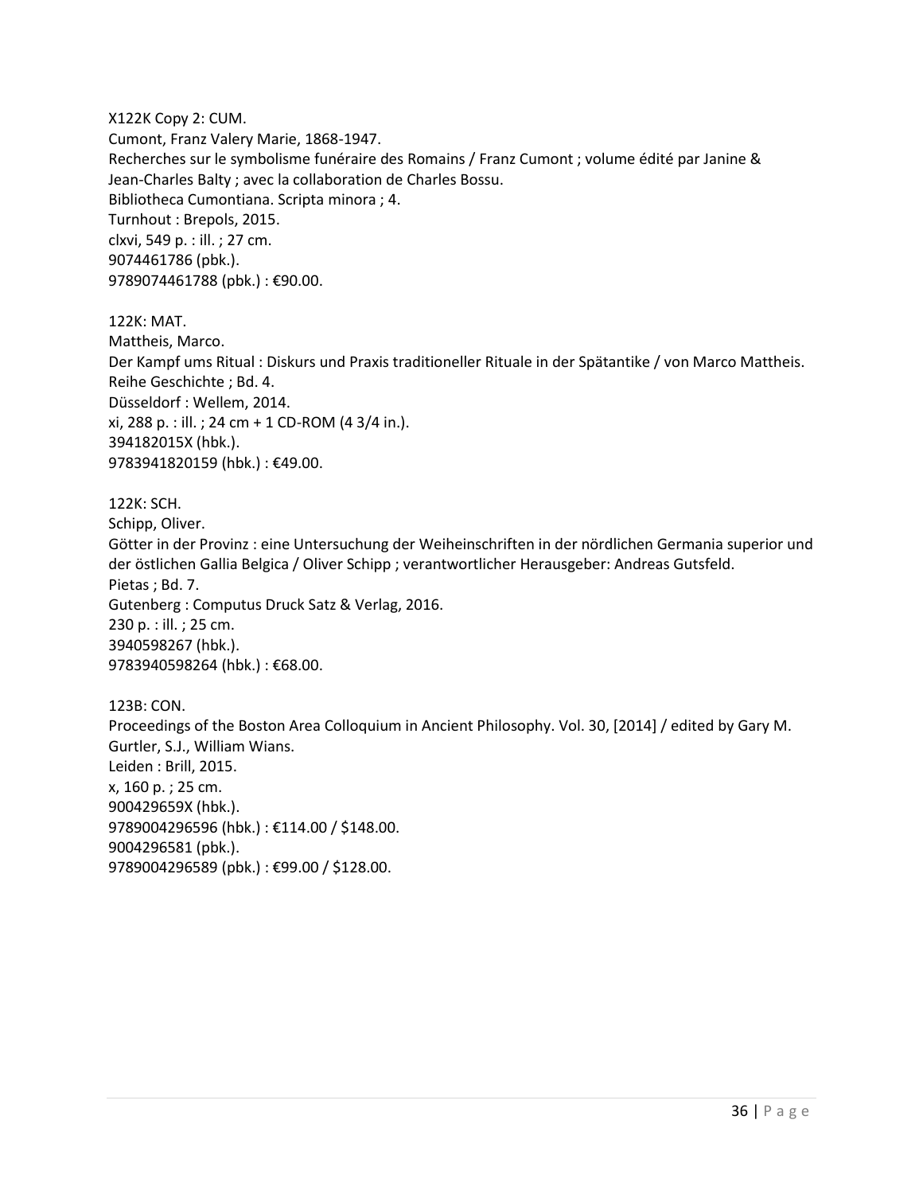X122K Copy 2: CUM.
Cumont, Franz Valery Marie, 1868-1947.
Recherches sur le symbolisme funéraire des Romains / Franz Cumont ; volume édité par Janine & Jean-Charles Balty ; avec la collaboration de Charles Bossu.
Bibliotheca Cumontiana. Scripta minora ; 4.
Turnhout : Brepols, 2015.
clxvi, 549 p. : ill. ; 27 cm.
9074461786 (pbk.).
9789074461788 (pbk.) : €90.00.

122K: MAT.
Mattheis, Marco.
Der Kampf ums Ritual : Diskurs und Praxis traditioneller Rituale in der Spätantike / von Marco Mattheis.
Reihe Geschichte ; Bd. 4.
Düsseldorf : Wellem, 2014.
xi, 288 p. : ill. ; 24 cm + 1 CD-ROM (4 3/4 in.).
394182015X (hbk.).
9783941820159 (hbk.) : €49.00.

122K: SCH.
Schipp, Oliver.
Götter in der Provinz : eine Untersuchung der Weiheinschriften in der nördlichen Germania superior und der östlichen Gallia Belgica / Oliver Schipp ; verantwortlicher Herausgeber: Andreas Gutsfeld.
Pietas ; Bd. 7.
Gutenberg : Computus Druck Satz & Verlag, 2016.
230 p. : ill. ; 25 cm.
3940598267 (hbk.).
9783940598264 (hbk.) : €68.00.

123B: CON.
Proceedings of the Boston Area Colloquium in Ancient Philosophy. Vol. 30, [2014] / edited by Gary M. Gurtler, S.J., William Wians.
Leiden : Brill, 2015.
x, 160 p. ; 25 cm.
900429659X (hbk.).
9789004296596 (hbk.) : €114.00 / $148.00.
9004296581 (pbk.).
9789004296589 (pbk.) : €99.00 / $128.00.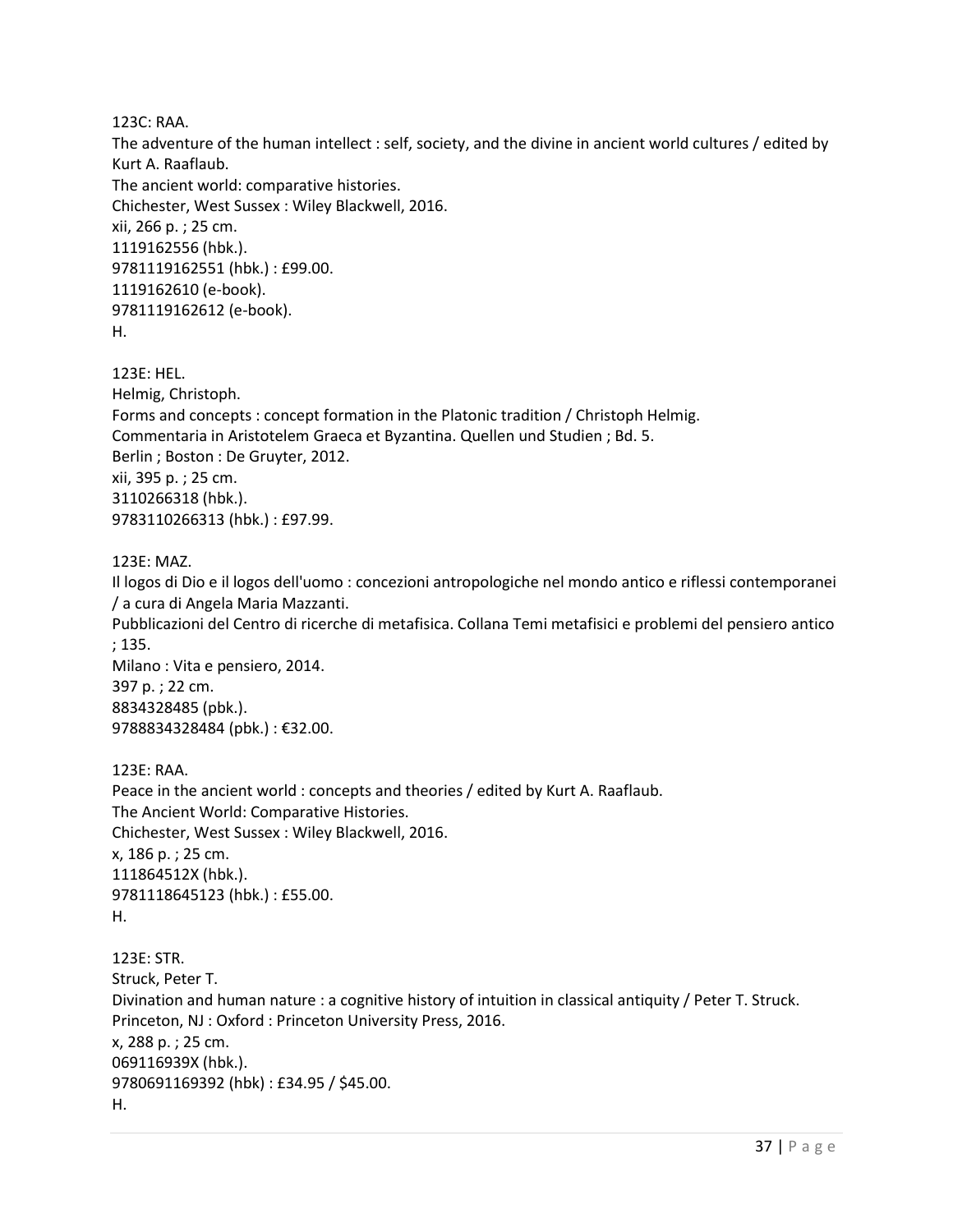123C: RAA.
The adventure of the human intellect : self, society, and the divine in ancient world cultures / edited by Kurt A. Raaflaub.
The ancient world: comparative histories.
Chichester, West Sussex : Wiley Blackwell, 2016.
xii, 266 p. ; 25 cm.
1119162556 (hbk.).
9781119162551 (hbk.) : £99.00.
1119162610 (e-book).
9781119162612 (e-book).
H.

123E: HEL.
Helmig, Christoph.
Forms and concepts : concept formation in the Platonic tradition / Christoph Helmig.
Commentaria in Aristotelem Graeca et Byzantina. Quellen und Studien ; Bd. 5.
Berlin ; Boston : De Gruyter, 2012.
xii, 395 p. ; 25 cm.
3110266318 (hbk.).
9783110266313 (hbk.) : £97.99.

123E: MAZ.
Il logos di Dio e il logos dell'uomo : concezioni antropologiche nel mondo antico e riflessi contemporanei / a cura di Angela Maria Mazzanti.
Pubblicazioni del Centro di ricerche di metafisica. Collana Temi metafisici e problemi del pensiero antico ; 135.
Milano : Vita e pensiero, 2014.
397 p. ; 22 cm.
8834328485 (pbk.).
9788834328484 (pbk.) : €32.00.

123E: RAA.
Peace in the ancient world : concepts and theories / edited by Kurt A. Raaflaub.
The Ancient World: Comparative Histories.
Chichester, West Sussex : Wiley Blackwell, 2016.
x, 186 p. ; 25 cm.
111864512X (hbk.).
9781118645123 (hbk.) : £55.00.
H.

123E: STR.
Struck, Peter T.
Divination and human nature : a cognitive history of intuition in classical antiquity / Peter T. Struck.
Princeton, NJ : Oxford : Princeton University Press, 2016.
x, 288 p. ; 25 cm.
069116939X (hbk.).
9780691169392 (hbk) : £34.95 / $45.00.
H.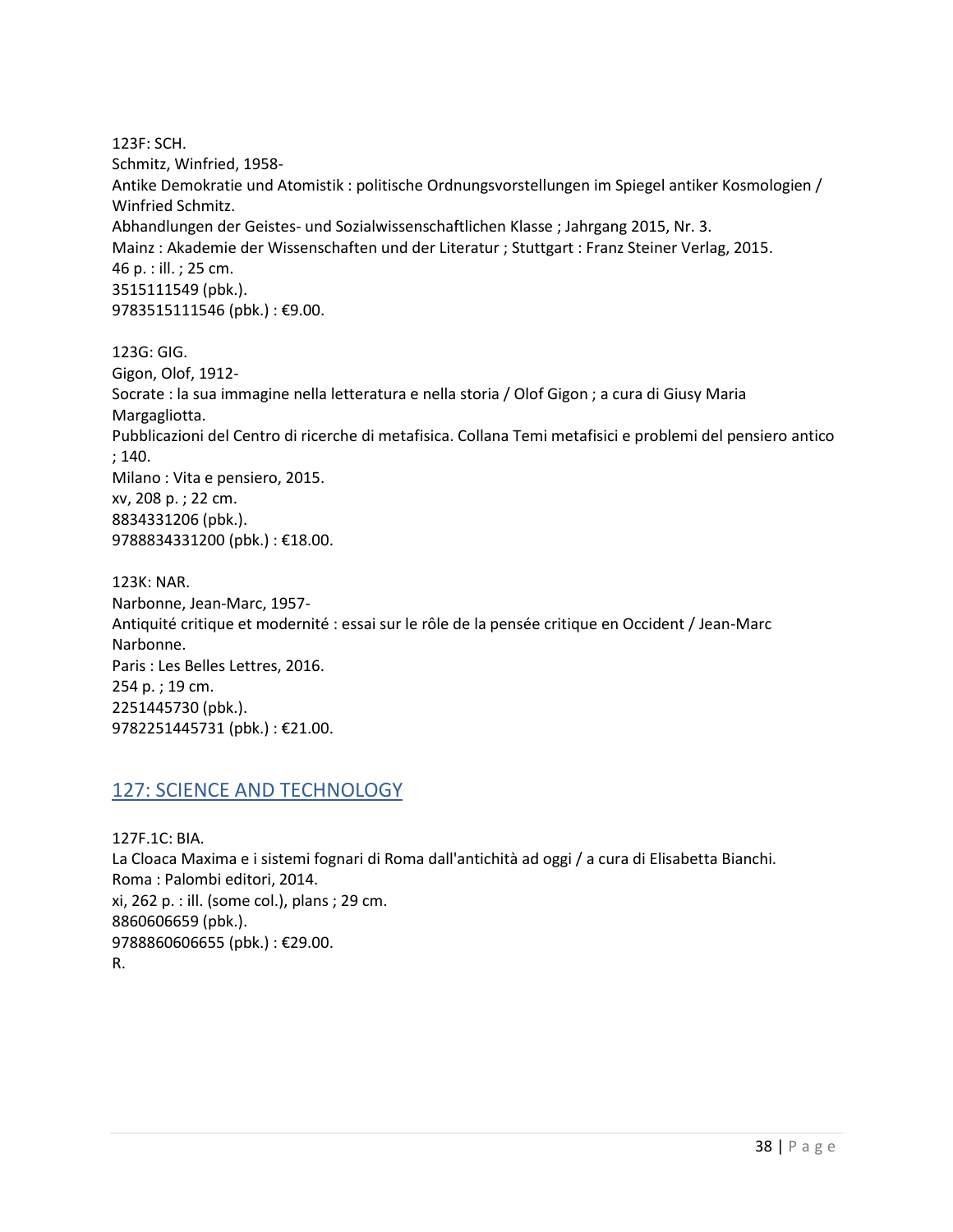123F: SCH.
Schmitz, Winfried, 1958-
Antike Demokratie und Atomistik : politische Ordnungsvorstellungen im Spiegel antiker Kosmologien / Winfried Schmitz.
Abhandlungen der Geistes- und Sozialwissenschaftlichen Klasse ; Jahrgang 2015, Nr. 3.
Mainz : Akademie der Wissenschaften und der Literatur ; Stuttgart : Franz Steiner Verlag, 2015.
46 p. : ill. ; 25 cm.
3515111549 (pbk.).
9783515111546 (pbk.) : €9.00.

123G: GIG.
Gigon, Olof, 1912-
Socrate : la sua immagine nella letteratura e nella storia / Olof Gigon ; a cura di Giusy Maria Margagliotta.
Pubblicazioni del Centro di ricerche di metafisica. Collana Temi metafisici e problemi del pensiero antico ; 140.
Milano : Vita e pensiero, 2015.
xv, 208 p. ; 22 cm.
8834331206 (pbk.).
9788834331200 (pbk.) : €18.00.

123K: NAR.
Narbonne, Jean-Marc, 1957-
Antiquité critique et modernité : essai sur le rôle de la pensée critique en Occident / Jean-Marc Narbonne.
Paris : Les Belles Lettres, 2016.
254 p. ; 19 cm.
2251445730 (pbk.).
9782251445731 (pbk.) : €21.00.

## 127: SCIENCE AND TECHNOLOGY

127F.1C: BIA.
La Cloaca Maxima e i sistemi fognari di Roma dall'antichità ad oggi / a cura di Elisabetta Bianchi.
Roma : Palombi editori, 2014.
xi, 262 p. : ill. (some col.), plans ; 29 cm.
8860606659 (pbk.).
9788860606655 (pbk.) : €29.00.
R.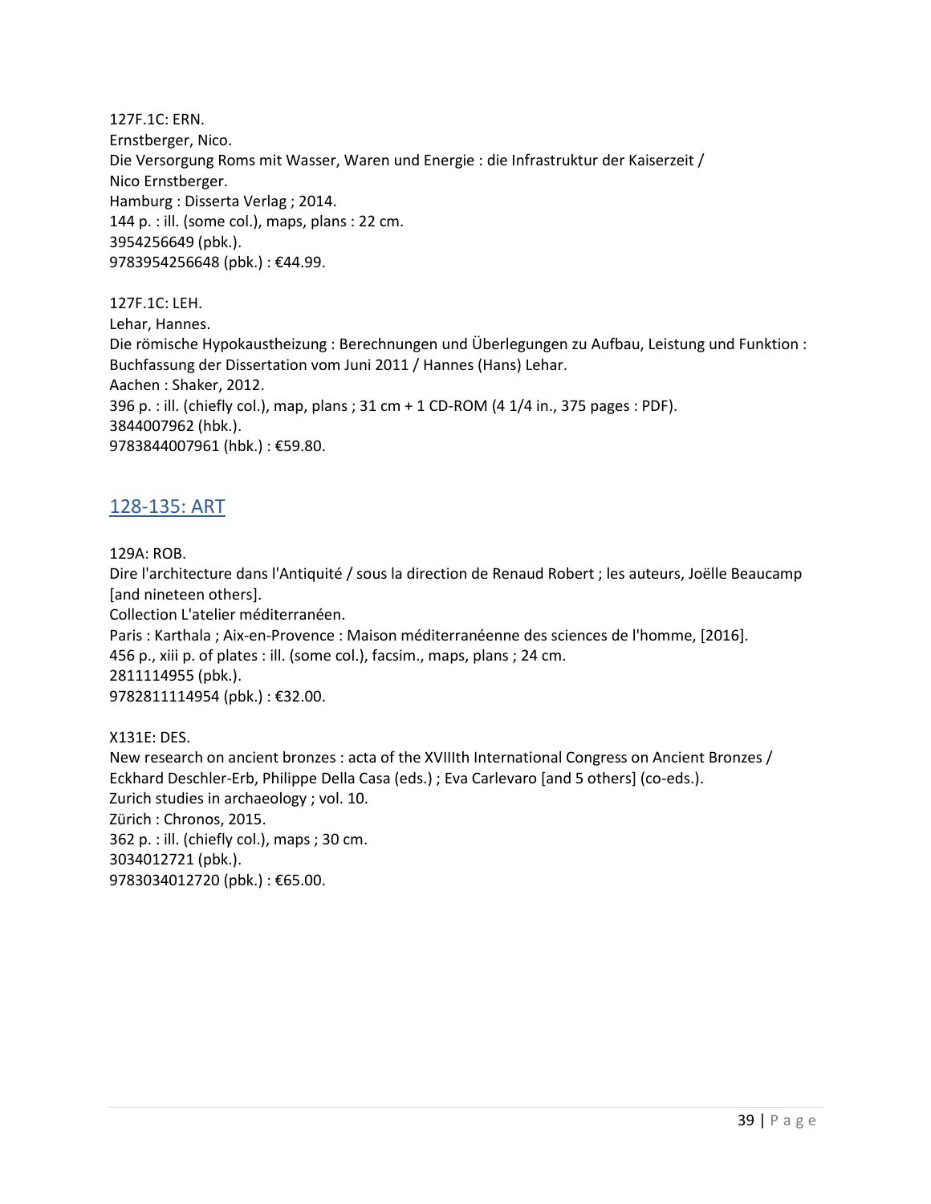127F.1C: ERN.
Ernstberger, Nico.
Die Versorgung Roms mit Wasser, Waren und Energie : die Infrastruktur der Kaiserzeit /
Nico Ernstberger.
Hamburg : Disserta Verlag ; 2014.
144 p. : ill. (some col.), maps, plans : 22 cm.
3954256649 (pbk.).
9783954256648 (pbk.) : €44.99.

127F.1C: LEH.
Lehar, Hannes.
Die römische Hypokaustheizung : Berechnungen und Überlegungen zu Aufbau, Leistung und Funktion : Buchfassung der Dissertation vom Juni 2011 / Hannes (Hans) Lehar.
Aachen : Shaker, 2012.
396 p. : ill. (chiefly col.), map, plans ; 31 cm + 1 CD-ROM (4 1/4 in., 375 pages : PDF).
3844007962 (hbk.).
9783844007961 (hbk.) : €59.80.

## 128-135: ART

129A: ROB.
Dire l'architecture dans l'Antiquité / sous la direction de Renaud Robert ; les auteurs, Joëlle Beaucamp [and nineteen others].
Collection L'atelier méditerranéen.
Paris : Karthala ; Aix-en-Provence : Maison méditerranéenne des sciences de l'homme, [2016].
456 p., xiii p. of plates : ill. (some col.), facsim., maps, plans ; 24 cm.
2811114955 (pbk.).
9782811114954 (pbk.) : €32.00.

X131E: DES.
New research on ancient bronzes : acta of the XVIIIth International Congress on Ancient Bronzes / Eckhard Deschler-Erb, Philippe Della Casa (eds.) ; Eva Carlevaro [and 5 others] (co-eds.).
Zurich studies in archaeology ; vol. 10.
Zürich : Chronos, 2015.
362 p. : ill. (chiefly col.), maps ; 30 cm.
3034012721 (pbk.).
9783034012720 (pbk.) : €65.00.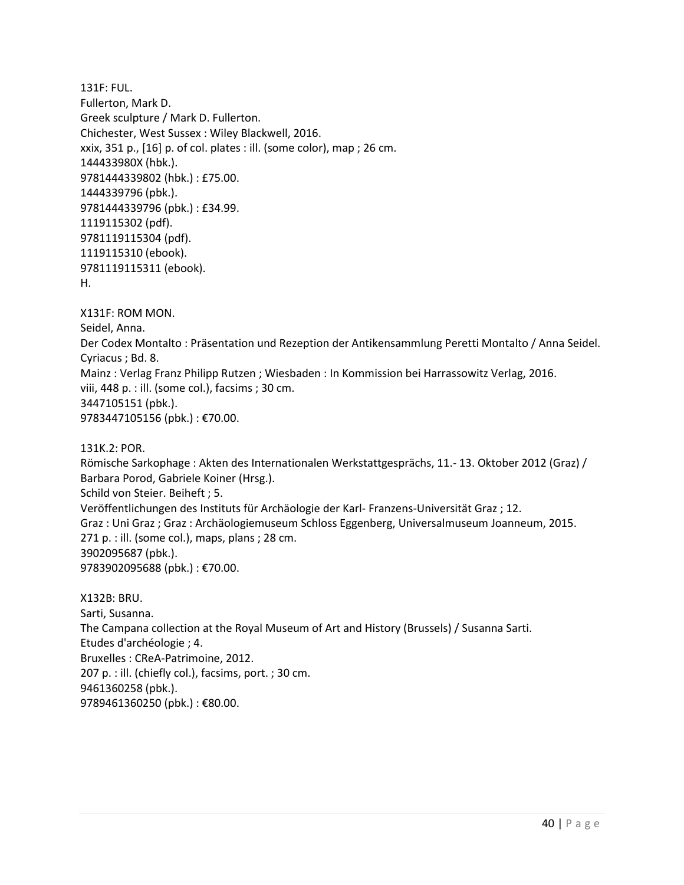131F: FUL.
Fullerton, Mark D.
Greek sculpture / Mark D. Fullerton.
Chichester, West Sussex : Wiley Blackwell, 2016.
xxix, 351 p., [16] p. of col. plates : ill. (some color), map ; 26 cm.
144433980X (hbk.).
9781444339802 (hbk.) : £75.00.
1444339796 (pbk.).
9781444339796 (pbk.) : £34.99.
1119115302 (pdf).
9781119115304 (pdf).
1119115310 (ebook).
9781119115311 (ebook).
H.

X131F: ROM MON.
Seidel, Anna.
Der Codex Montalto : Präsentation und Rezeption der Antikensammlung Peretti Montalto / Anna Seidel.
Cyriacus ; Bd. 8.
Mainz : Verlag Franz Philipp Rutzen ; Wiesbaden : In Kommission bei Harrassowitz Verlag, 2016.
viii, 448 p. : ill. (some col.), facsims ; 30 cm.
3447105151 (pbk.).
9783447105156 (pbk.) : €70.00.

131K.2: POR.
Römische Sarkophage : Akten des Internationalen Werkstattgesprächs, 11.- 13. Oktober 2012 (Graz) / Barbara Porod, Gabriele Koiner (Hrsg.).
Schild von Steier. Beiheft ; 5.
Veröffentlichungen des Instituts für Archäologie der Karl- Franzens-Universität Graz ; 12.
Graz : Uni Graz ; Graz : Archäologiemuseum Schloss Eggenberg, Universalmuseum Joanneum, 2015.
271 p. : ill. (some col.), maps, plans ; 28 cm.
3902095687 (pbk.).
9783902095688 (pbk.) : €70.00.

X132B: BRU.
Sarti, Susanna.
The Campana collection at the Royal Museum of Art and History (Brussels) / Susanna Sarti.
Etudes d'archéologie ; 4.
Bruxelles : CReA-Patrimoine, 2012.
207 p. : ill. (chiefly col.), facsims, port. ; 30 cm.
9461360258 (pbk.).
9789461360250 (pbk.) : €80.00.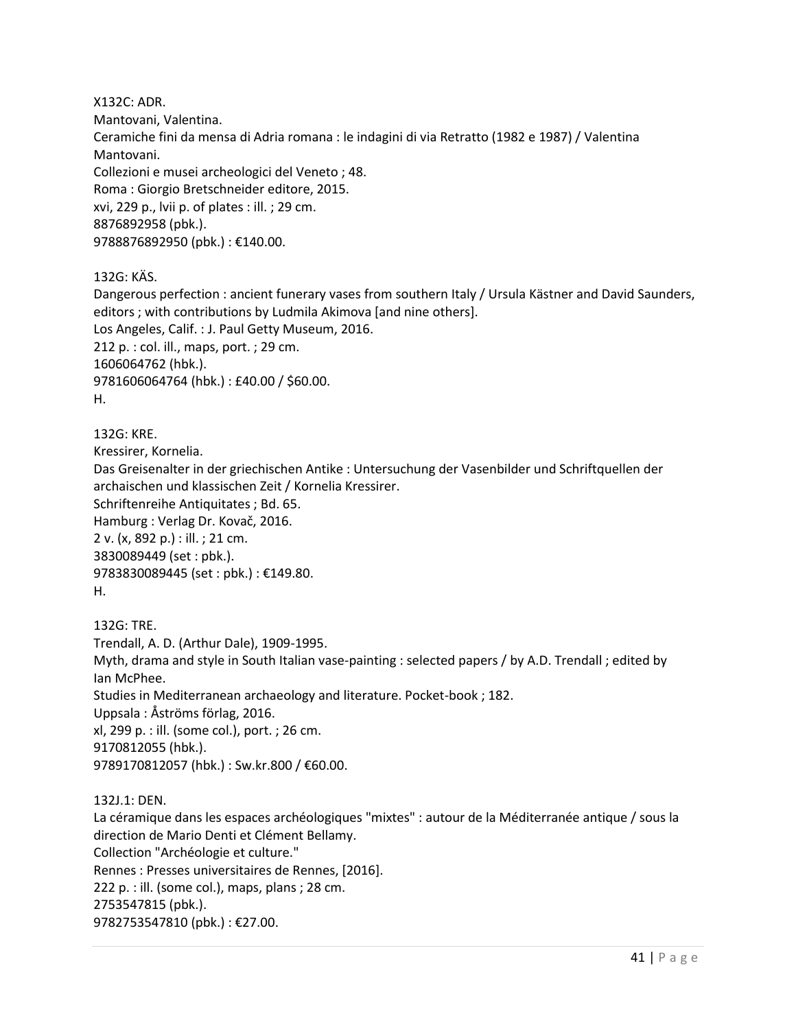X132C: ADR.
Mantovani, Valentina.
Ceramiche fini da mensa di Adria romana : le indagini di via Retratto (1982 e 1987) / Valentina Mantovani.
Collezioni e musei archeologici del Veneto ; 48.
Roma : Giorgio Bretschneider editore, 2015.
xvi, 229 p., lvii p. of plates : ill. ; 29 cm.
8876892958 (pbk.).
9788876892950 (pbk.) : €140.00.

132G: KÄS.
Dangerous perfection : ancient funerary vases from southern Italy / Ursula Kästner and David Saunders, editors ; with contributions by Ludmila Akimova [and nine others].
Los Angeles, Calif. : J. Paul Getty Museum, 2016.
212 p. : col. ill., maps, port. ; 29 cm.
1606064762 (hbk.).
9781606064764 (hbk.) : £40.00 / $60.00.
H.

132G: KRE.
Kressirer, Kornelia.
Das Greisenalter in der griechischen Antike : Untersuchung der Vasenbilder und Schriftquellen der archaischen und klassischen Zeit / Kornelia Kressirer.
Schriftenreihe Antiquitates ; Bd. 65.
Hamburg : Verlag Dr. Kovač, 2016.
2 v. (x, 892 p.) : ill. ; 21 cm.
3830089449 (set : pbk.).
9783830089445 (set : pbk.) : €149.80.
H.

132G: TRE.
Trendall, A. D. (Arthur Dale), 1909-1995.
Myth, drama and style in South Italian vase-painting : selected papers / by A.D. Trendall ; edited by Ian McPhee.
Studies in Mediterranean archaeology and literature. Pocket-book ; 182.
Uppsala : Åströms förlag, 2016.
xl, 299 p. : ill. (some col.), port. ; 26 cm.
9170812055 (hbk.).
9789170812057 (hbk.) : Sw.kr.800 / €60.00.

132J.1: DEN.
La céramique dans les espaces archéologiques "mixtes" : autour de la Méditerranée antique / sous la direction de Mario Denti et Clément Bellamy.
Collection "Archéologie et culture."
Rennes : Presses universitaires de Rennes, [2016].
222 p. : ill. (some col.), maps, plans ; 28 cm.
2753547815 (pbk.).
9782753547810 (pbk.) : €27.00.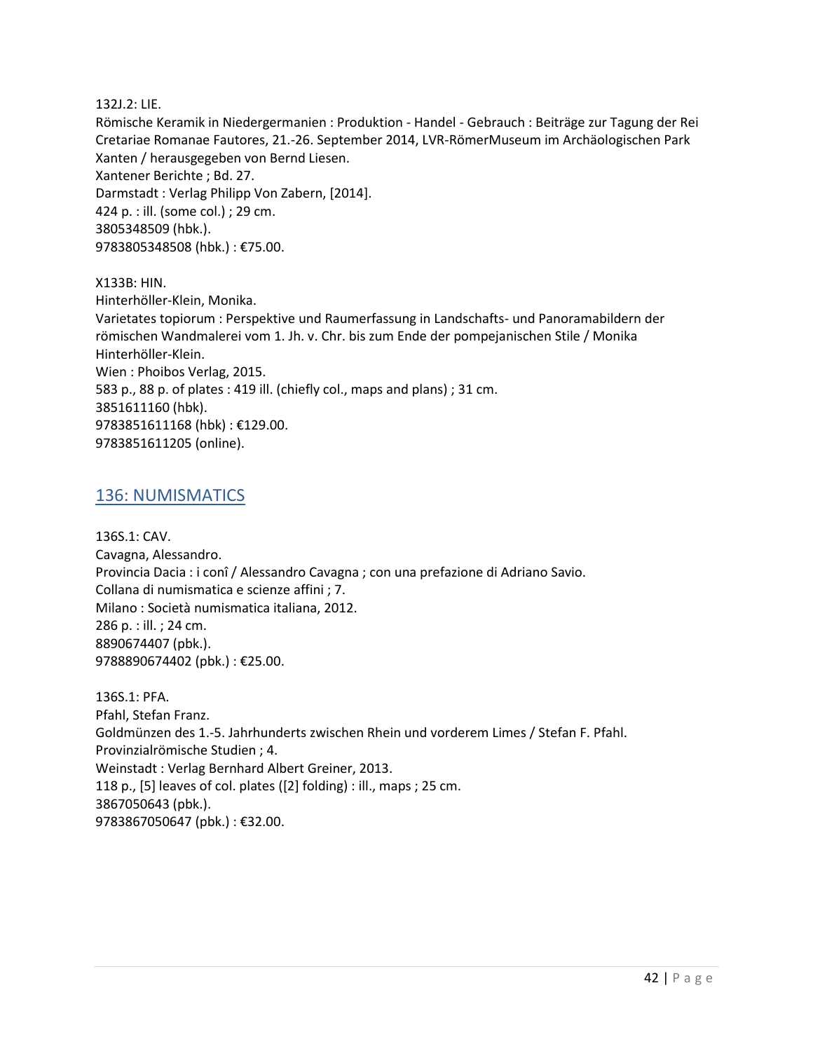132J.2: LIE.
Römische Keramik in Niedergermanien : Produktion - Handel - Gebrauch : Beiträge zur Tagung der Rei Cretariae Romanae Fautores, 21.-26. September 2014, LVR-RömerMuseum im Archäologischen Park Xanten / herausgegeben von Bernd Liesen.
Xantener Berichte ; Bd. 27.
Darmstadt : Verlag Philipp Von Zabern, [2014].
424 p. : ill. (some col.) ; 29 cm.
3805348509 (hbk.).
9783805348508 (hbk.) : €75.00.

X133B: HIN.
Hinterhöller-Klein, Monika.
Varietates topiorum : Perspektive und Raumerfassung in Landschafts- und Panoramabildern der römischen Wandmalerei vom 1. Jh. v. Chr. bis zum Ende der pompejanischen Stile / Monika Hinterhöller-Klein.
Wien : Phoibos Verlag, 2015.
583 p., 88 p. of plates : 419 ill. (chiefly col., maps and plans) ; 31 cm.
3851611160 (hbk).
9783851611168 (hbk) : €129.00.
9783851611205 (online).

## 136: NUMISMATICS

136S.1: CAV.
Cavagna, Alessandro.
Provincia Dacia : i conî / Alessandro Cavagna ; con una prefazione di Adriano Savio.
Collana di numismatica e scienze affini ; 7.
Milano : Società numismatica italiana, 2012.
286 p. : ill. ; 24 cm.
8890674407 (pbk.).
9788890674402 (pbk.) : €25.00.

136S.1: PFA.
Pfahl, Stefan Franz.
Goldmünzen des 1.-5. Jahrhunderts zwischen Rhein und vorderem Limes / Stefan F. Pfahl.
Provinzialrömische Studien ; 4.
Weinstadt : Verlag Bernhard Albert Greiner, 2013.
118 p., [5] leaves of col. plates ([2] folding) : ill., maps ; 25 cm.
3867050643 (pbk.).
9783867050647 (pbk.) : €32.00.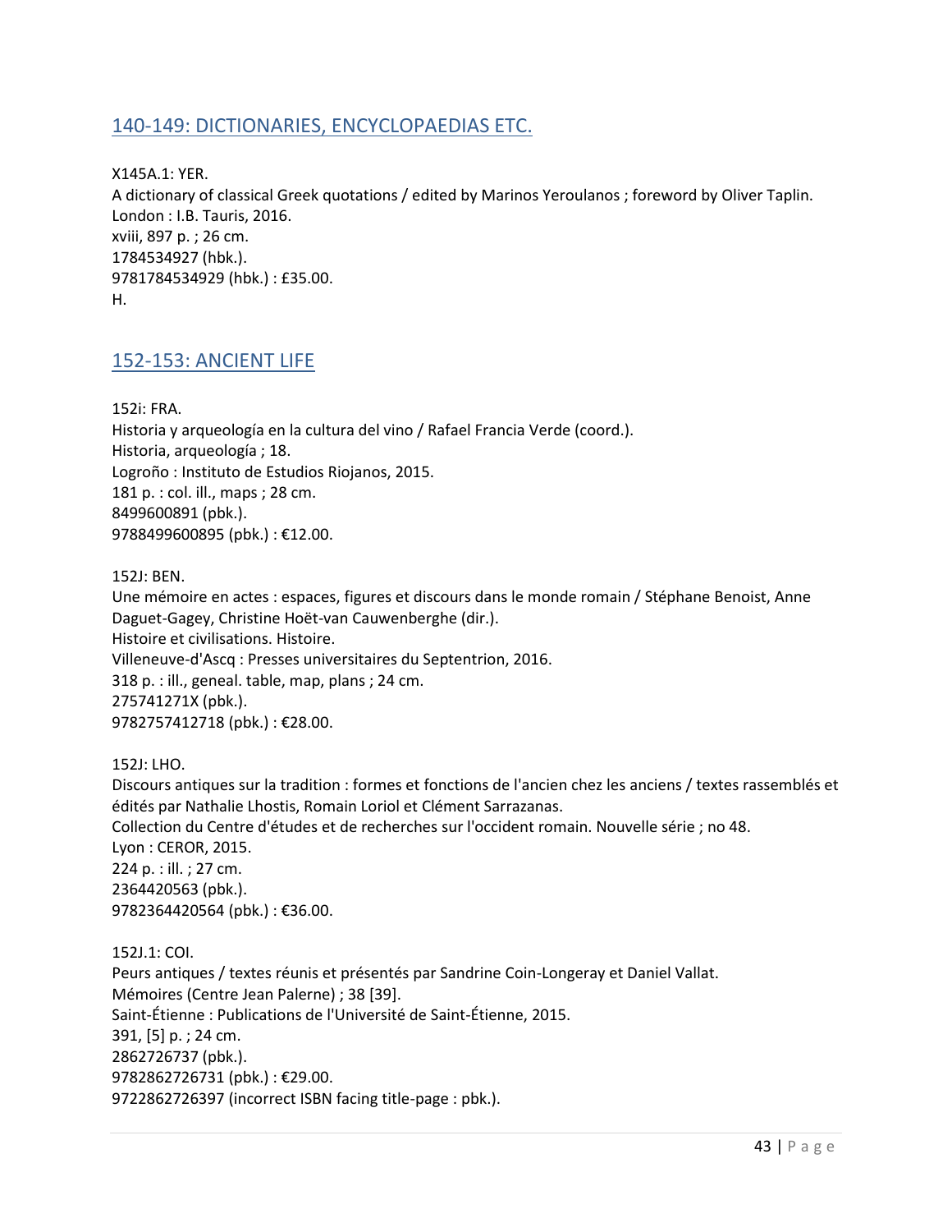## 140-149: DICTIONARIES, ENCYCLOPAEDIAS ETC.

X145A.1: YER.
A dictionary of classical Greek quotations / edited by Marinos Yeroulanos ; foreword by Oliver Taplin.
London : I.B. Tauris, 2016.
xviii, 897 p. ; 26 cm.
1784534927 (hbk.).
9781784534929 (hbk.) : £35.00.
H.

## 152-153: ANCIENT LIFE

152i: FRA.
Historia y arqueología en la cultura del vino / Rafael Francia Verde (coord.).
Historia, arqueología ; 18.
Logroño : Instituto de Estudios Riojanos, 2015.
181 p. : col. ill., maps ; 28 cm.
8499600891 (pbk.).
9788499600895 (pbk.) : €12.00.

152J: BEN.
Une mémoire en actes : espaces, figures et discours dans le monde romain / Stéphane Benoist, Anne Daguet-Gagey, Christine Hoët-van Cauwenberghe (dir.).
Histoire et civilisations. Histoire.
Villeneuve-d'Ascq : Presses universitaires du Septentrion, 2016.
318 p. : ill., geneal. table, map, plans ; 24 cm.
275741271X (pbk.).
9782757412718 (pbk.) : €28.00.

152J: LHO.
Discours antiques sur la tradition : formes et fonctions de l'ancien chez les anciens / textes rassemblés et édités par Nathalie Lhostis, Romain Loriol et Clément Sarrazanas.
Collection du Centre d'études et de recherches sur l'occident romain. Nouvelle série ; no 48.
Lyon : CEROR, 2015.
224 p. : ill. ; 27 cm.
2364420563 (pbk.).
9782364420564 (pbk.) : €36.00.

152J.1: COI.
Peurs antiques / textes réunis et présentés par Sandrine Coin-Longeray et Daniel Vallat.
Mémoires (Centre Jean Palerne) ; 38 [39].
Saint-Étienne : Publications de l'Université de Saint-Étienne, 2015.
391, [5] p. ; 24 cm.
2862726737 (pbk.).
9782862726731 (pbk.) : €29.00.
9722862726397 (incorrect ISBN facing title-page : pbk.).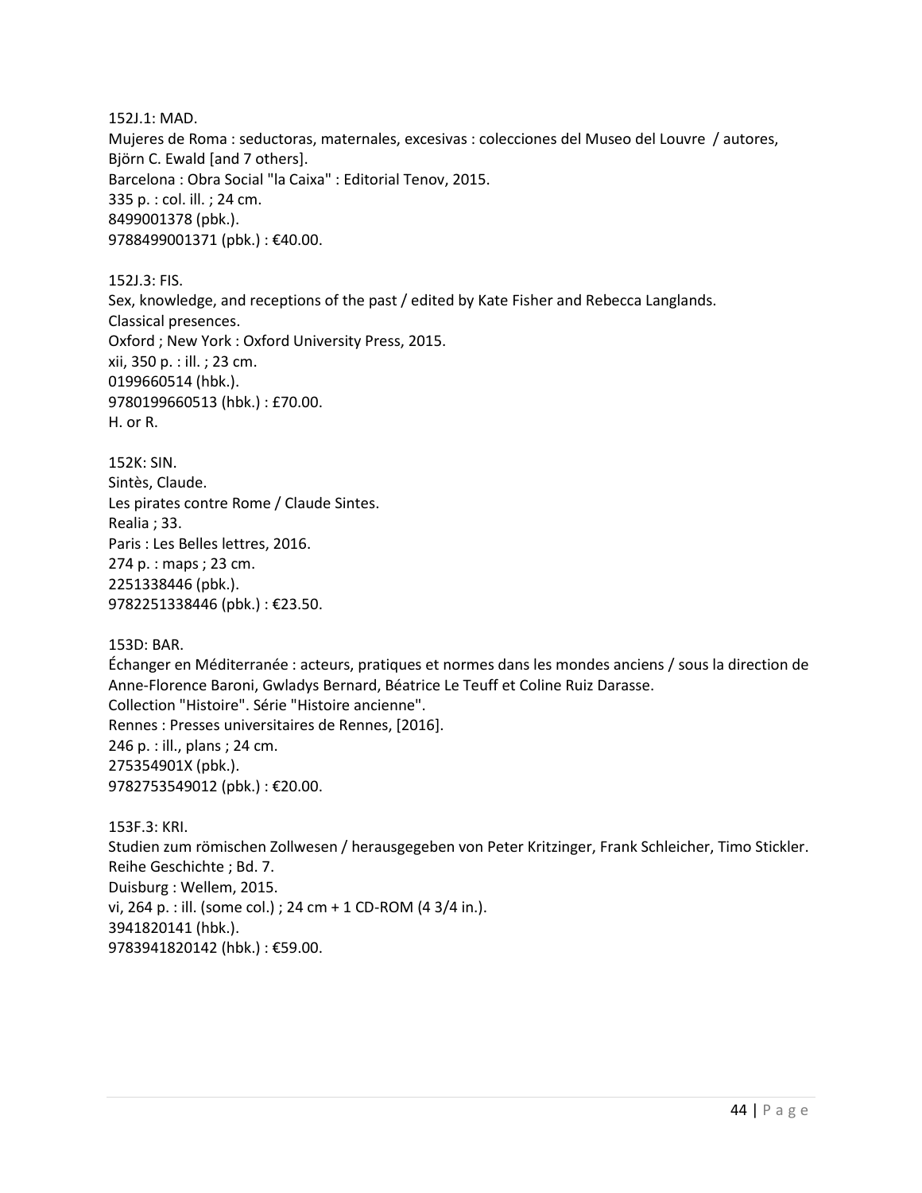152J.1: MAD.
Mujeres de Roma : seductoras, maternales, excesivas : colecciones del Museo del Louvre / autores, Björn C. Ewald [and 7 others].
Barcelona : Obra Social "la Caixa" : Editorial Tenov, 2015.
335 p. : col. ill. ; 24 cm.
8499001378 (pbk.).
9788499001371 (pbk.) : €40.00.

152J.3: FIS.
Sex, knowledge, and receptions of the past / edited by Kate Fisher and Rebecca Langlands.
Classical presences.
Oxford ; New York : Oxford University Press, 2015.
xii, 350 p. : ill. ; 23 cm.
0199660514 (hbk.).
9780199660513 (hbk.) : £70.00.
H. or R.

152K: SIN.
Sintès, Claude.
Les pirates contre Rome / Claude Sintes.
Realia ; 33.
Paris : Les Belles lettres, 2016.
274 p. : maps ; 23 cm.
2251338446 (pbk.).
9782251338446 (pbk.) : €23.50.

153D: BAR.
Échanger en Méditerranée : acteurs, pratiques et normes dans les mondes anciens / sous la direction de Anne-Florence Baroni, Gwladys Bernard, Béatrice Le Teuff et Coline Ruiz Darasse.
Collection "Histoire". Série "Histoire ancienne".
Rennes : Presses universitaires de Rennes, [2016].
246 p. : ill., plans ; 24 cm.
275354901X (pbk.).
9782753549012 (pbk.) : €20.00.

153F.3: KRI.
Studien zum römischen Zollwesen / herausgegeben von Peter Kritzinger, Frank Schleicher, Timo Stickler.
Reihe Geschichte ; Bd. 7.
Duisburg : Wellem, 2015.
vi, 264 p. : ill. (some col.) ; 24 cm + 1 CD-ROM (4 3/4 in.).
3941820141 (hbk.).
9783941820142 (hbk.) : €59.00.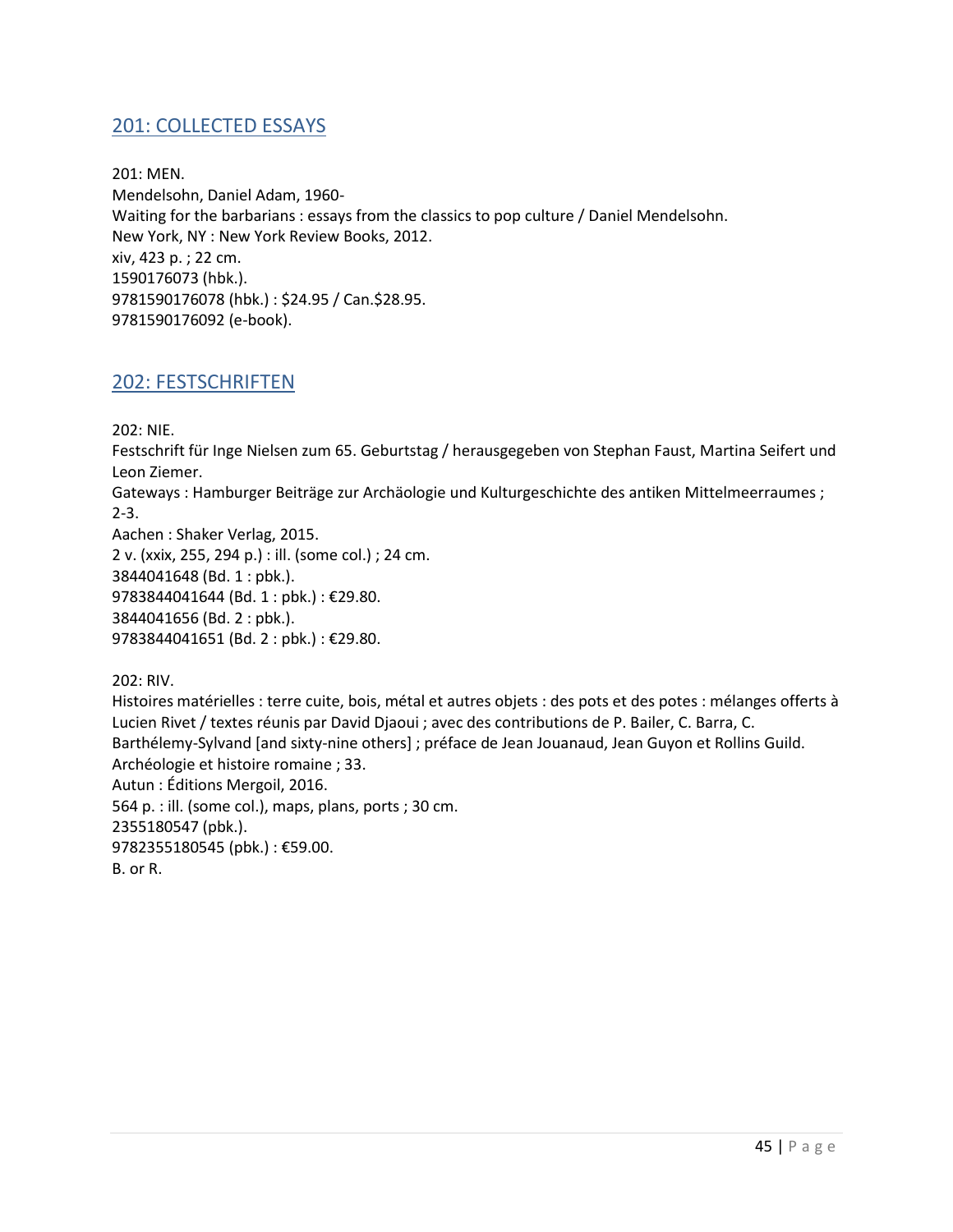## 201: COLLECTED ESSAYS

201: MEN.
Mendelsohn, Daniel Adam, 1960-
Waiting for the barbarians : essays from the classics to pop culture / Daniel Mendelsohn.
New York, NY : New York Review Books, 2012.
xiv, 423 p. ; 22 cm.
1590176073 (hbk.).
9781590176078 (hbk.) : $24.95 / Can.$28.95.
9781590176092 (e-book).

## 202: FESTSCHRIFTEN

202: NIE.
Festschrift für Inge Nielsen zum 65. Geburtstag / herausgegeben von Stephan Faust, Martina Seifert und Leon Ziemer.
Gateways : Hamburger Beiträge zur Archäologie und Kulturgeschichte des antiken Mittelmeerraumes ; 2-3.
Aachen : Shaker Verlag, 2015.
2 v. (xxix, 255, 294 p.) : ill. (some col.) ; 24 cm.
3844041648 (Bd. 1 : pbk.).
9783844041644 (Bd. 1 : pbk.) : €29.80.
3844041656 (Bd. 2 : pbk.).
9783844041651 (Bd. 2 : pbk.) : €29.80.

202: RIV.
Histoires matérielles : terre cuite, bois, métal et autres objets : des pots et des potes : mélanges offerts à Lucien Rivet / textes réunis par David Djaoui ; avec des contributions de P. Bailer, C. Barra, C. Barthélemy-Sylvand [and sixty-nine others] ; préface de Jean Jouanaud, Jean Guyon et Rollins Guild.
Archéologie et histoire romaine ; 33.
Autun : Éditions Mergoil, 2016.
564 p. : ill. (some col.), maps, plans, ports ; 30 cm.
2355180547 (pbk.).
9782355180545 (pbk.) : €59.00.
B. or R.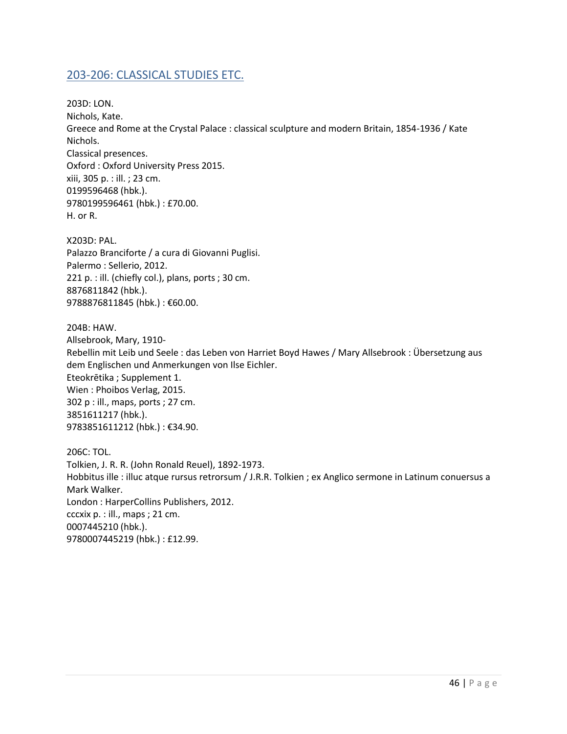## 203-206: CLASSICAL STUDIES ETC.

203D: LON.
Nichols, Kate.
Greece and Rome at the Crystal Palace : classical sculpture and modern Britain, 1854-1936 / Kate Nichols.
Classical presences.
Oxford : Oxford University Press 2015.
xiii, 305 p. : ill. ; 23 cm.
0199596468 (hbk.).
9780199596461 (hbk.) : £70.00.
H. or R.

X203D: PAL.
Palazzo Branciforte / a cura di Giovanni Puglisi.
Palermo : Sellerio, 2012.
221 p. : ill. (chiefly col.), plans, ports ; 30 cm.
8876811842 (hbk.).
9788876811845 (hbk.) : €60.00.

204B: HAW.
Allsebrook, Mary, 1910-
Rebellin mit Leib und Seele : das Leben von Harriet Boyd Hawes / Mary Allsebrook : Übersetzung aus dem Englischen und Anmerkungen von Ilse Eichler.
Eteokrētika ; Supplement 1.
Wien : Phoibos Verlag, 2015.
302 p : ill., maps, ports ; 27 cm.
3851611217 (hbk.).
9783851611212 (hbk.) : €34.90.

206C: TOL.
Tolkien, J. R. R. (John Ronald Reuel), 1892-1973.
Hobbitus ille : illuc atque rursus retrorsum / J.R.R. Tolkien ; ex Anglico sermone in Latinum conuersus a Mark Walker.
London : HarperCollins Publishers, 2012.
cccxix p. : ill., maps ; 21 cm.
0007445210 (hbk.).
9780007445219 (hbk.) : £12.99.